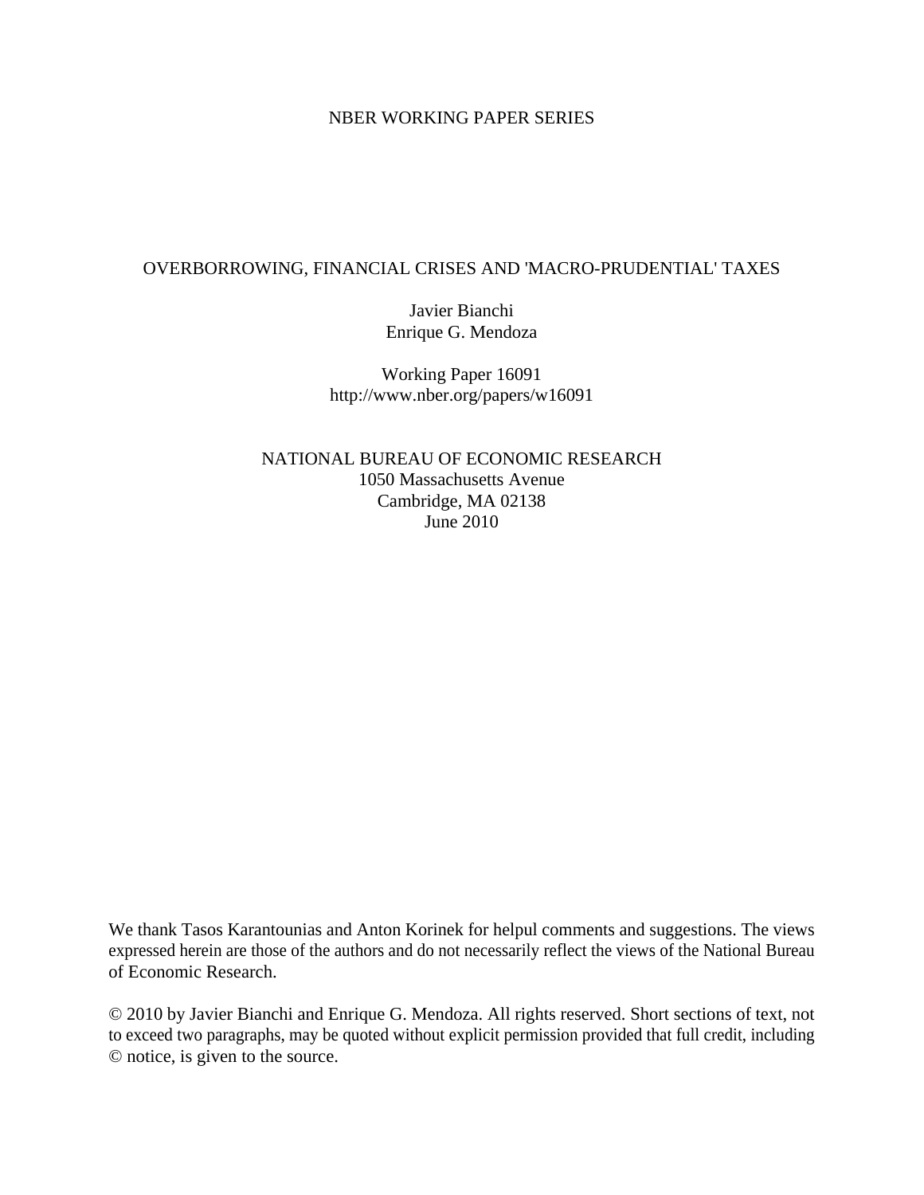NBER WORKING PAPER SERIES

# OVERBORROWING, FINANCIAL CRISES AND 'MACRO-PRUDENTIAL' TAXES

Javier Bianchi
Enrique G. Mendoza

Working Paper 16091
http://www.nber.org/papers/w16091

NATIONAL BUREAU OF ECONOMIC RESEARCH
1050 Massachusetts Avenue
Cambridge, MA 02138
June 2010

We thank Tasos Karantounias and Anton Korinek for helpul comments and suggestions. The views expressed herein are those of the authors and do not necessarily reflect the views of the National Bureau of Economic Research.

© 2010 by Javier Bianchi and Enrique G. Mendoza. All rights reserved. Short sections of text, not to exceed two paragraphs, may be quoted without explicit permission provided that full credit, including © notice, is given to the source.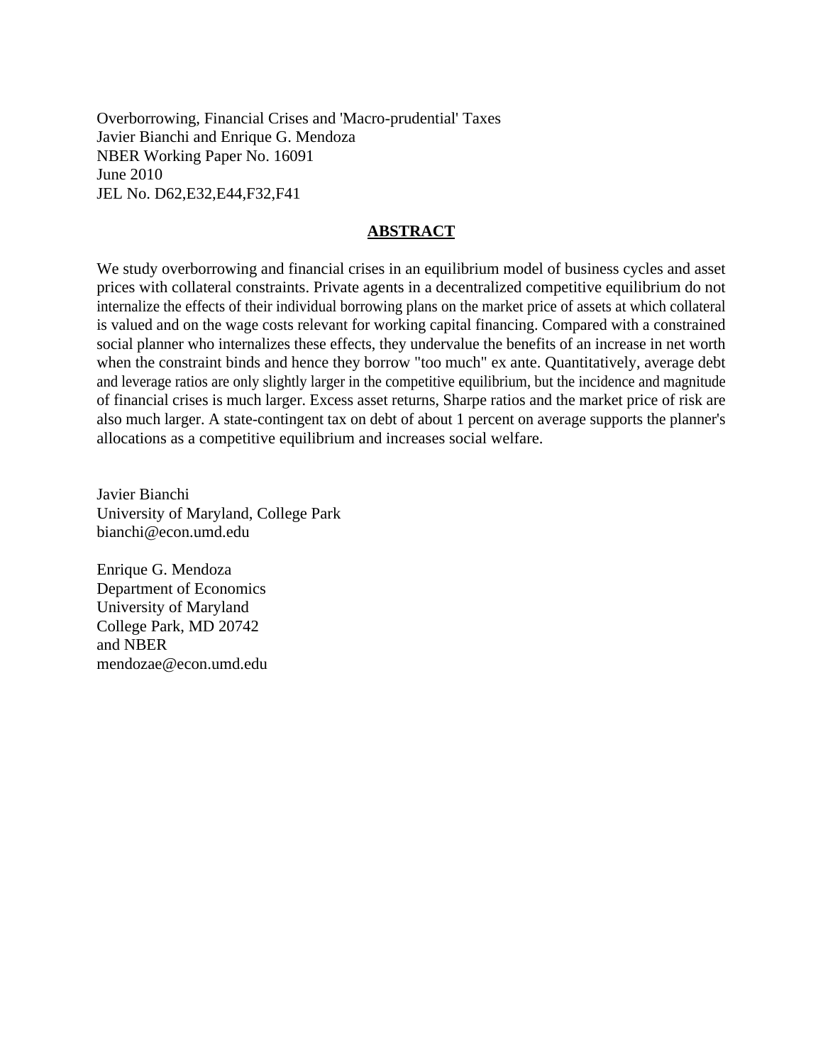Overborrowing, Financial Crises and 'Macro-prudential' Taxes
Javier Bianchi and Enrique G. Mendoza
NBER Working Paper No. 16091
June 2010
JEL No. D62,E32,E44,F32,F41

## ABSTRACT

We study overborrowing and financial crises in an equilibrium model of business cycles and asset prices with collateral constraints. Private agents in a decentralized competitive equilibrium do not internalize the effects of their individual borrowing plans on the market price of assets at which collateral is valued and on the wage costs relevant for working capital financing. Compared with a constrained social planner who internalizes these effects, they undervalue the benefits of an increase in net worth when the constraint binds and hence they borrow "too much" ex ante. Quantitatively, average debt and leverage ratios are only slightly larger in the competitive equilibrium, but the incidence and magnitude of financial crises is much larger. Excess asset returns, Sharpe ratios and the market price of risk are also much larger. A state-contingent tax on debt of about 1 percent on average supports the planner's allocations as a competitive equilibrium and increases social welfare.

Javier Bianchi
University of Maryland, College Park
bianchi@econ.umd.edu

Enrique G. Mendoza
Department of Economics
University of Maryland
College Park, MD 20742
and NBER
mendozae@econ.umd.edu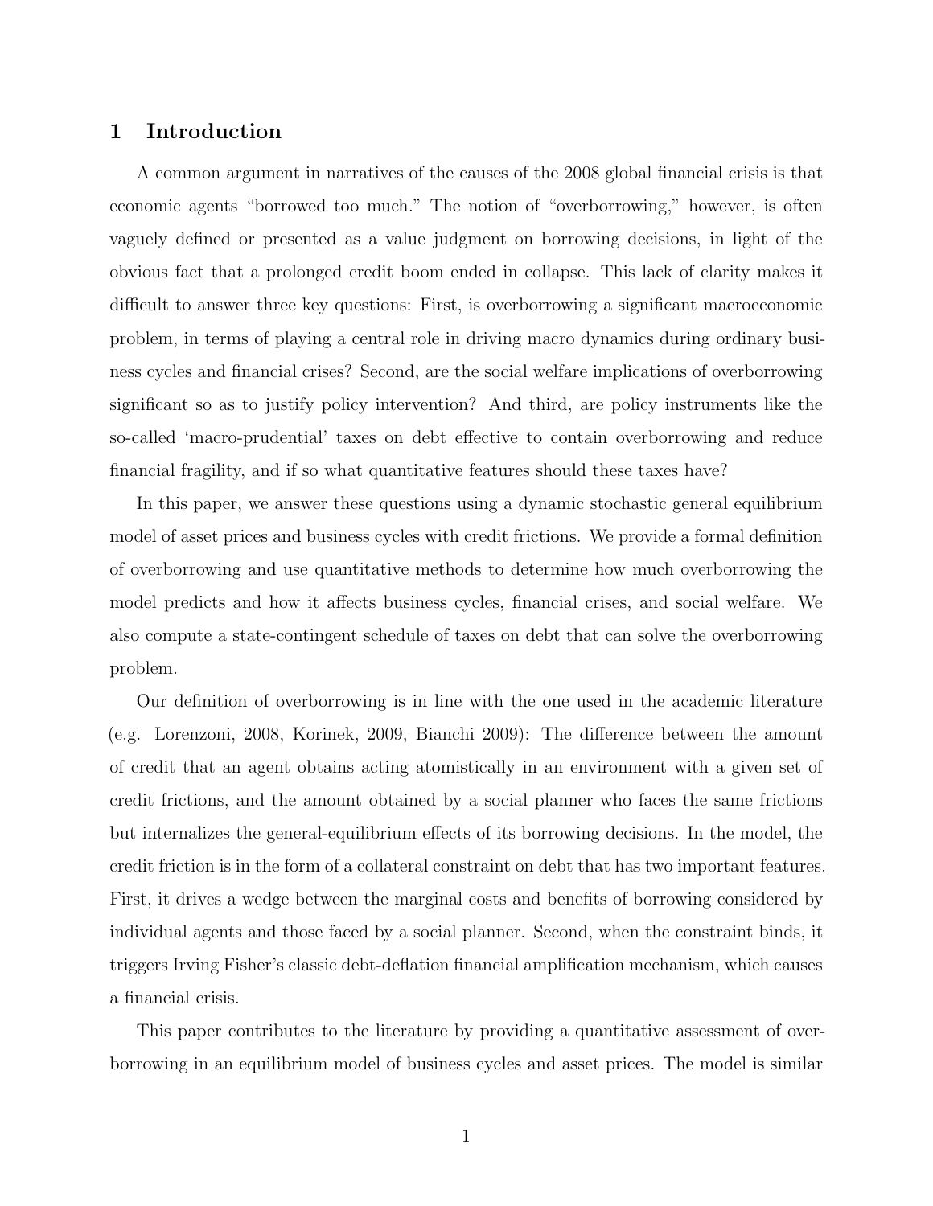## 1 Introduction

A common argument in narratives of the causes of the 2008 global financial crisis is that economic agents "borrowed too much." The notion of "overborrowing," however, is often vaguely defined or presented as a value judgment on borrowing decisions, in light of the obvious fact that a prolonged credit boom ended in collapse. This lack of clarity makes it difficult to answer three key questions: First, is overborrowing a significant macroeconomic problem, in terms of playing a central role in driving macro dynamics during ordinary business cycles and financial crises? Second, are the social welfare implications of overborrowing significant so as to justify policy intervention? And third, are policy instruments like the so-called 'macro-prudential' taxes on debt effective to contain overborrowing and reduce financial fragility, and if so what quantitative features should these taxes have?

In this paper, we answer these questions using a dynamic stochastic general equilibrium model of asset prices and business cycles with credit frictions. We provide a formal definition of overborrowing and use quantitative methods to determine how much overborrowing the model predicts and how it affects business cycles, financial crises, and social welfare. We also compute a state-contingent schedule of taxes on debt that can solve the overborrowing problem.

Our definition of overborrowing is in line with the one used in the academic literature (e.g. Lorenzoni, 2008, Korinek, 2009, Bianchi 2009): The difference between the amount of credit that an agent obtains acting atomistically in an environment with a given set of credit frictions, and the amount obtained by a social planner who faces the same frictions but internalizes the general-equilibrium effects of its borrowing decisions. In the model, the credit friction is in the form of a collateral constraint on debt that has two important features. First, it drives a wedge between the marginal costs and benefits of borrowing considered by individual agents and those faced by a social planner. Second, when the constraint binds, it triggers Irving Fisher's classic debt-deflation financial amplification mechanism, which causes a financial crisis.

This paper contributes to the literature by providing a quantitative assessment of overborrowing in an equilibrium model of business cycles and asset prices. The model is similar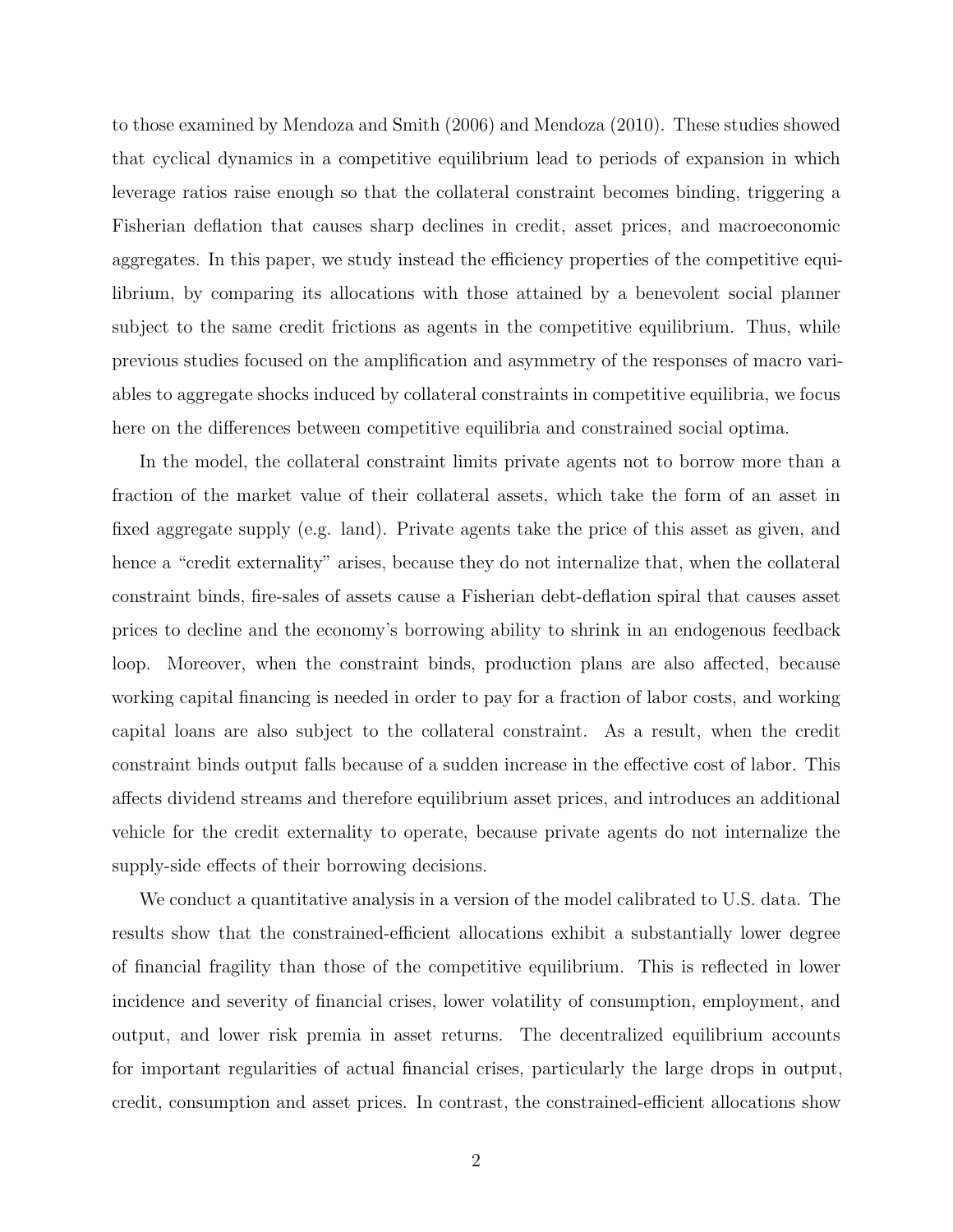to those examined by Mendoza and Smith (2006) and Mendoza (2010). These studies showed that cyclical dynamics in a competitive equilibrium lead to periods of expansion in which leverage ratios raise enough so that the collateral constraint becomes binding, triggering a Fisherian deflation that causes sharp declines in credit, asset prices, and macroeconomic aggregates. In this paper, we study instead the efficiency properties of the competitive equilibrium, by comparing its allocations with those attained by a benevolent social planner subject to the same credit frictions as agents in the competitive equilibrium. Thus, while previous studies focused on the amplification and asymmetry of the responses of macro variables to aggregate shocks induced by collateral constraints in competitive equilibria, we focus here on the differences between competitive equilibria and constrained social optima.

In the model, the collateral constraint limits private agents not to borrow more than a fraction of the market value of their collateral assets, which take the form of an asset in fixed aggregate supply (e.g. land). Private agents take the price of this asset as given, and hence a "credit externality" arises, because they do not internalize that, when the collateral constraint binds, fire-sales of assets cause a Fisherian debt-deflation spiral that causes asset prices to decline and the economy's borrowing ability to shrink in an endogenous feedback loop. Moreover, when the constraint binds, production plans are also affected, because working capital financing is needed in order to pay for a fraction of labor costs, and working capital loans are also subject to the collateral constraint. As a result, when the credit constraint binds output falls because of a sudden increase in the effective cost of labor. This affects dividend streams and therefore equilibrium asset prices, and introduces an additional vehicle for the credit externality to operate, because private agents do not internalize the supply-side effects of their borrowing decisions.

We conduct a quantitative analysis in a version of the model calibrated to U.S. data. The results show that the constrained-efficient allocations exhibit a substantially lower degree of financial fragility than those of the competitive equilibrium. This is reflected in lower incidence and severity of financial crises, lower volatility of consumption, employment, and output, and lower risk premia in asset returns. The decentralized equilibrium accounts for important regularities of actual financial crises, particularly the large drops in output, credit, consumption and asset prices. In contrast, the constrained-efficient allocations show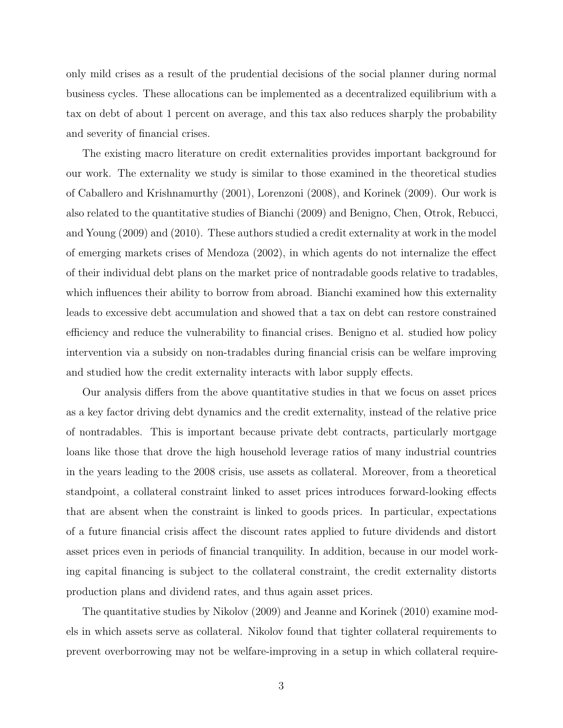only mild crises as a result of the prudential decisions of the social planner during normal business cycles. These allocations can be implemented as a decentralized equilibrium with a tax on debt of about 1 percent on average, and this tax also reduces sharply the probability and severity of financial crises.

The existing macro literature on credit externalities provides important background for our work. The externality we study is similar to those examined in the theoretical studies of Caballero and Krishnamurthy (2001), Lorenzoni (2008), and Korinek (2009). Our work is also related to the quantitative studies of Bianchi (2009) and Benigno, Chen, Otrok, Rebucci, and Young (2009) and (2010). These authors studied a credit externality at work in the model of emerging markets crises of Mendoza (2002), in which agents do not internalize the effect of their individual debt plans on the market price of nontradable goods relative to tradables, which influences their ability to borrow from abroad. Bianchi examined how this externality leads to excessive debt accumulation and showed that a tax on debt can restore constrained efficiency and reduce the vulnerability to financial crises. Benigno et al. studied how policy intervention via a subsidy on non-tradables during financial crisis can be welfare improving and studied how the credit externality interacts with labor supply effects.

Our analysis differs from the above quantitative studies in that we focus on asset prices as a key factor driving debt dynamics and the credit externality, instead of the relative price of nontradables. This is important because private debt contracts, particularly mortgage loans like those that drove the high household leverage ratios of many industrial countries in the years leading to the 2008 crisis, use assets as collateral. Moreover, from a theoretical standpoint, a collateral constraint linked to asset prices introduces forward-looking effects that are absent when the constraint is linked to goods prices. In particular, expectations of a future financial crisis affect the discount rates applied to future dividends and distort asset prices even in periods of financial tranquility. In addition, because in our model working capital financing is subject to the collateral constraint, the credit externality distorts production plans and dividend rates, and thus again asset prices.

The quantitative studies by Nikolov (2009) and Jeanne and Korinek (2010) examine models in which assets serve as collateral. Nikolov found that tighter collateral requirements to prevent overborrowing may not be welfare-improving in a setup in which collateral require-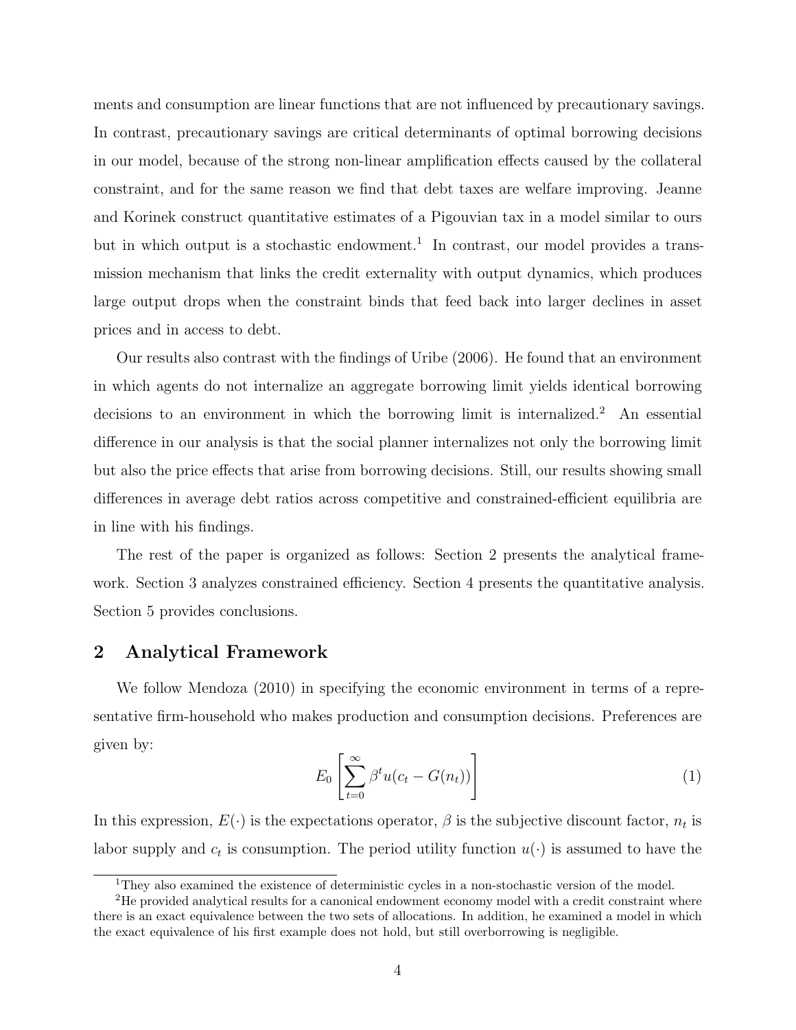ments and consumption are linear functions that are not influenced by precautionary savings. In contrast, precautionary savings are critical determinants of optimal borrowing decisions in our model, because of the strong non-linear amplification effects caused by the collateral constraint, and for the same reason we find that debt taxes are welfare improving. Jeanne and Korinek construct quantitative estimates of a Pigouvian tax in a model similar to ours but in which output is a stochastic endowment.[1] In contrast, our model provides a transmission mechanism that links the credit externality with output dynamics, which produces large output drops when the constraint binds that feed back into larger declines in asset prices and in access to debt.

Our results also contrast with the findings of Uribe (2006). He found that an environment in which agents do not internalize an aggregate borrowing limit yields identical borrowing decisions to an environment in which the borrowing limit is internalized.[2] An essential difference in our analysis is that the social planner internalizes not only the borrowing limit but also the price effects that arise from borrowing decisions. Still, our results showing small differences in average debt ratios across competitive and constrained-efficient equilibria are in line with his findings.

The rest of the paper is organized as follows: Section 2 presents the analytical framework. Section 3 analyzes constrained efficiency. Section 4 presents the quantitative analysis. Section 5 provides conclusions.

## 2 Analytical Framework

We follow Mendoza (2010) in specifying the economic environment in terms of a representative firm-household who makes production and consumption decisions. Preferences are given by:

$$E_0 \left[ \sum_{t=0}^{\infty} \beta^t u(c_t - G(n_t)) \right] \tag{1}$$

In this expression, $E(\cdot)$ is the expectations operator, $\beta$ is the subjective discount factor, $n_t$ is labor supply and $c_t$ is consumption. The period utility function $u(\cdot)$ is assumed to have the

[1] They also examined the existence of deterministic cycles in a non-stochastic version of the model.

[2] He provided analytical results for a canonical endowment economy model with a credit constraint where there is an exact equivalence between the two sets of allocations. In addition, he examined a model in which the exact equivalence of his first example does not hold, but still overborrowing is negligible.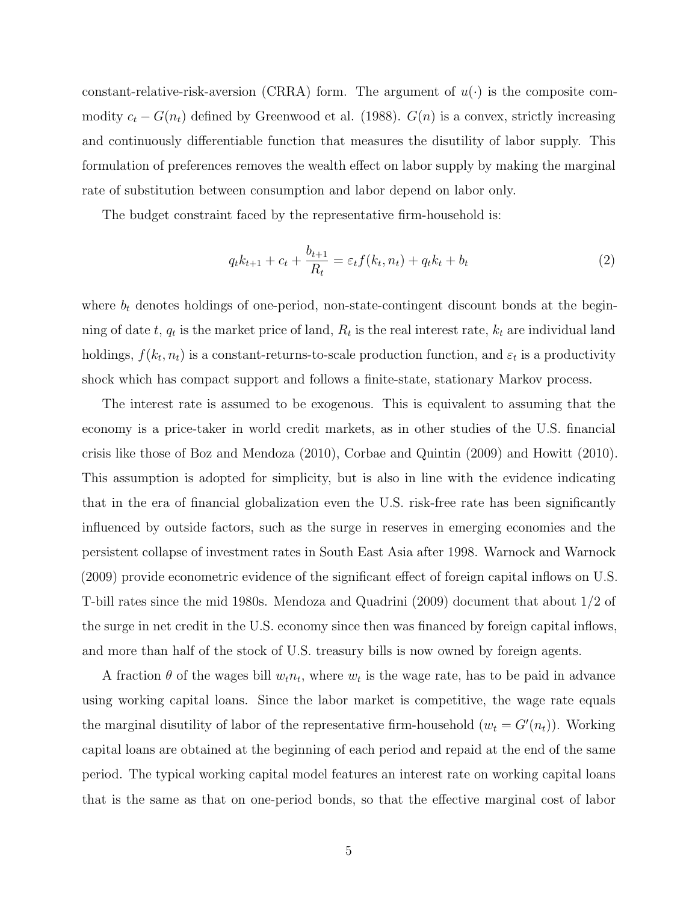constant-relative-risk-aversion (CRRA) form. The argument of $u(\cdot)$ is the composite commodity $c_t - G(n_t)$ defined by Greenwood et al. (1988). $G(n)$ is a convex, strictly increasing and continuously differentiable function that measures the disutility of labor supply. This formulation of preferences removes the wealth effect on labor supply by making the marginal rate of substitution between consumption and labor depend on labor only.

The budget constraint faced by the representative firm-household is:

$$q_t k_{t+1} + c_t + \frac{b_{t+1}}{R_t} = \varepsilon_t f(k_t, n_t) + q_t k_t + b_t \tag{2}$$

where $b_t$ denotes holdings of one-period, non-state-contingent discount bonds at the beginning of date $t$, $q_t$ is the market price of land, $R_t$ is the real interest rate, $k_t$ are individual land holdings, $f(k_t, n_t)$ is a constant-returns-to-scale production function, and $\varepsilon_t$ is a productivity shock which has compact support and follows a finite-state, stationary Markov process.

The interest rate is assumed to be exogenous. This is equivalent to assuming that the economy is a price-taker in world credit markets, as in other studies of the U.S. financial crisis like those of Boz and Mendoza (2010), Corbae and Quintin (2009) and Howitt (2010). This assumption is adopted for simplicity, but is also in line with the evidence indicating that in the era of financial globalization even the U.S. risk-free rate has been significantly influenced by outside factors, such as the surge in reserves in emerging economies and the persistent collapse of investment rates in South East Asia after 1998. Warnock and Warnock (2009) provide econometric evidence of the significant effect of foreign capital inflows on U.S. T-bill rates since the mid 1980s. Mendoza and Quadrini (2009) document that about 1/2 of the surge in net credit in the U.S. economy since then was financed by foreign capital inflows, and more than half of the stock of U.S. treasury bills is now owned by foreign agents.

A fraction $\theta$ of the wages bill $w_t n_t$, where $w_t$ is the wage rate, has to be paid in advance using working capital loans. Since the labor market is competitive, the wage rate equals the marginal disutility of labor of the representative firm-household ($w_t = G'(n_t)$). Working capital loans are obtained at the beginning of each period and repaid at the end of the same period. The typical working capital model features an interest rate on working capital loans that is the same as that on one-period bonds, so that the effective marginal cost of labor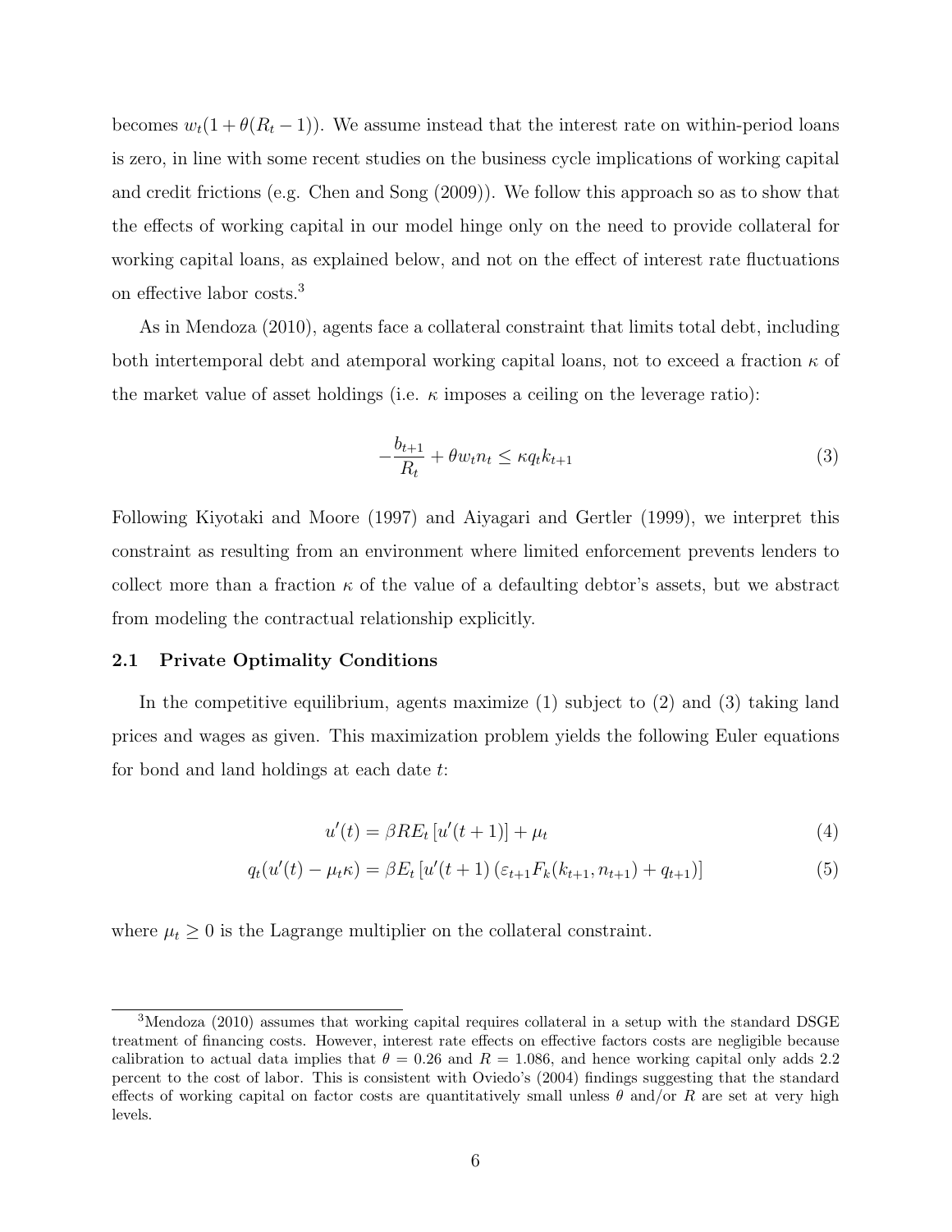becomes $w_t(1 + \theta(R_t - 1))$. We assume instead that the interest rate on within-period loans is zero, in line with some recent studies on the business cycle implications of working capital and credit frictions (e.g. Chen and Song (2009)). We follow this approach so as to show that the effects of working capital in our model hinge only on the need to provide collateral for working capital loans, as explained below, and not on the effect of interest rate fluctuations on effective labor costs.[3]

As in Mendoza (2010), agents face a collateral constraint that limits total debt, including both intertemporal debt and atemporal working capital loans, not to exceed a fraction $\kappa$ of the market value of asset holdings (i.e. $\kappa$ imposes a ceiling on the leverage ratio):

$$-\frac{b_{t+1}}{R_t} + \theta w_t n_t \leq \kappa q_t k_{t+1} \tag{3}$$

Following Kiyotaki and Moore (1997) and Aiyagari and Gertler (1999), we interpret this constraint as resulting from an environment where limited enforcement prevents lenders to collect more than a fraction $\kappa$ of the value of a defaulting debtor's assets, but we abstract from modeling the contractual relationship explicitly.

### 2.1 Private Optimality Conditions

In the competitive equilibrium, agents maximize (1) subject to (2) and (3) taking land prices and wages as given. This maximization problem yields the following Euler equations for bond and land holdings at each date $t$:

$$u'(t) = \beta R E_t \left[ u'(t+1) \right] + \mu_t \tag{4}$$

$$q_t(u'(t) - \mu_t \kappa) = \beta E_t \left[ u'(t+1) \left( \varepsilon_{t+1} F_k(k_{t+1}, n_{t+1}) + q_{t+1} \right) \right] \tag{5}$$

where $\mu_t \geq 0$ is the Lagrange multiplier on the collateral constraint.

[3] Mendoza (2010) assumes that working capital requires collateral in a setup with the standard DSGE treatment of financing costs. However, interest rate effects on effective factors costs are negligible because calibration to actual data implies that $\theta = 0.26$ and $R = 1.086$, and hence working capital only adds 2.2 percent to the cost of labor. This is consistent with Oviedo's (2004) findings suggesting that the standard effects of working capital on factor costs are quantitatively small unless $\theta$ and/or $R$ are set at very high levels.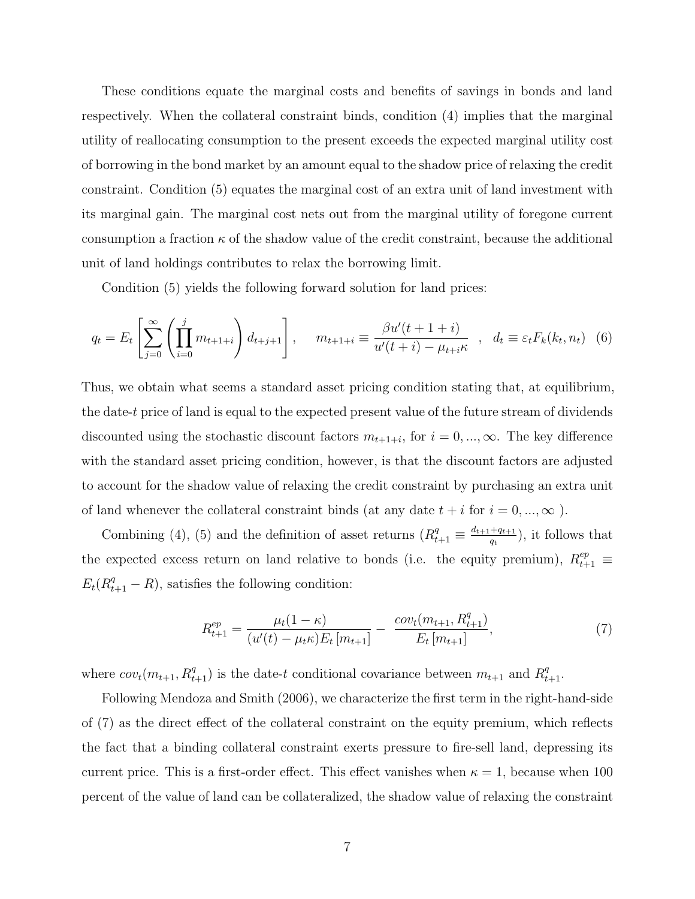These conditions equate the marginal costs and benefits of savings in bonds and land respectively. When the collateral constraint binds, condition (4) implies that the marginal utility of reallocating consumption to the present exceeds the expected marginal utility cost of borrowing in the bond market by an amount equal to the shadow price of relaxing the credit constraint. Condition (5) equates the marginal cost of an extra unit of land investment with its marginal gain. The marginal cost nets out from the marginal utility of foregone current consumption a fraction $\kappa$ of the shadow value of the credit constraint, because the additional unit of land holdings contributes to relax the borrowing limit.

Condition (5) yields the following forward solution for land prices:

$$q_t = E_t \left[ \sum_{j=0}^{\infty} \left( \prod_{i=0}^{j} m_{t+1+i} \right) d_{t+j+1} \right], \quad m_{t+1+i} \equiv \frac{\beta u'(t+1+i)}{u'(t+i) - \mu_{t+i}\kappa} \ \ , \ \ d_t \equiv \varepsilon_t F_k(k_t, n_t) \quad (6)$$

Thus, we obtain what seems a standard asset pricing condition stating that, at equilibrium, the date-$t$ price of land is equal to the expected present value of the future stream of dividends discounted using the stochastic discount factors $m_{t+1+i}$, for $i = 0, ..., \infty$. The key difference with the standard asset pricing condition, however, is that the discount factors are adjusted to account for the shadow value of relaxing the credit constraint by purchasing an extra unit of land whenever the collateral constraint binds (at any date $t+i$ for $i = 0, ..., \infty$ ).

Combining (4), (5) and the definition of asset returns ($R^q_{t+1} \equiv \frac{d_{t+1}+q_{t+1}}{q_t}$), it follows that the expected excess return on land relative to bonds (i.e. the equity premium), $R^{ep}_{t+1} \equiv E_t(R^q_{t+1} - R)$, satisfies the following condition:

$$R^{ep}_{t+1} = \frac{\mu_t(1-\kappa)}{(u'(t) - \mu_t\kappa)E_t[m_{t+1}]} - \frac{cov_t(m_{t+1}, R^q_{t+1})}{E_t[m_{t+1}]}, \quad (7)$$

where $cov_t(m_{t+1}, R^q_{t+1})$ is the date-$t$ conditional covariance between $m_{t+1}$ and $R^q_{t+1}$.

Following Mendoza and Smith (2006), we characterize the first term in the right-hand-side of (7) as the direct effect of the collateral constraint on the equity premium, which reflects the fact that a binding collateral constraint exerts pressure to fire-sell land, depressing its current price. This is a first-order effect. This effect vanishes when $\kappa = 1$, because when 100 percent of the value of land can be collateralized, the shadow value of relaxing the constraint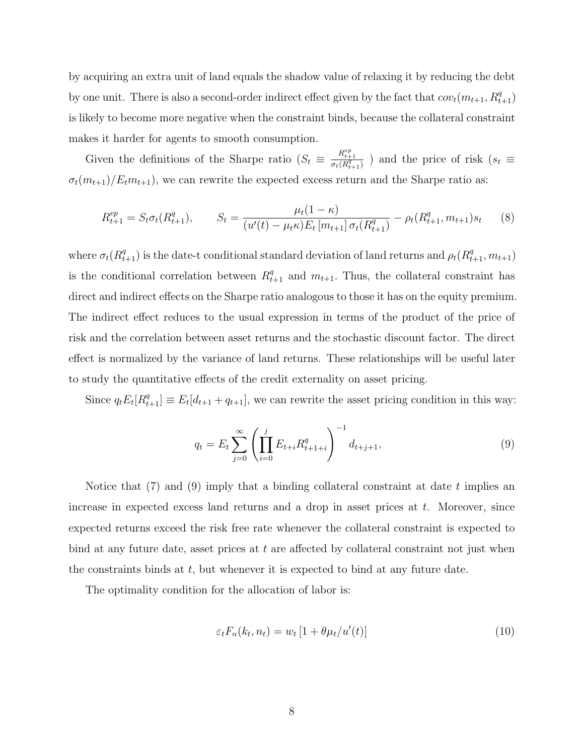by acquiring an extra unit of land equals the shadow value of relaxing it by reducing the debt by one unit. There is also a second-order indirect effect given by the fact that $cov_t(m_{t+1}, R^q_{t+1})$ is likely to become more negative when the constraint binds, because the collateral constraint makes it harder for agents to smooth consumption.

Given the definitions of the Sharpe ratio ($S_t \equiv \frac{R^{ep}_{t+1}}{\sigma_t(R^q_{t+1})}$ ) and the price of risk ($s_t \equiv \sigma_t(m_{t+1})/E_t m_{t+1}$), we can rewrite the expected excess return and the Sharpe ratio as:

$$R^{ep}_{t+1} = S_t \sigma_t(R^q_{t+1}), \qquad S_t = \frac{\mu_t(1-\kappa)}{(u'(t) - \mu_t \kappa) E_t \left[m_{t+1}\right] \sigma_t(R^q_{t+1})} - \rho_t(R^q_{t+1}, m_{t+1}) s_t \tag{8}$$

where $\sigma_t(R^q_{t+1})$ is the date-t conditional standard deviation of land returns and $\rho_t(R^q_{t+1}, m_{t+1})$ is the conditional correlation between $R^q_{t+1}$ and $m_{t+1}$. Thus, the collateral constraint has direct and indirect effects on the Sharpe ratio analogous to those it has on the equity premium. The indirect effect reduces to the usual expression in terms of the product of the price of risk and the correlation between asset returns and the stochastic discount factor. The direct effect is normalized by the variance of land returns. These relationships will be useful later to study the quantitative effects of the credit externality on asset pricing.

Since $q_t E_t[R^q_{t+1}] \equiv E_t[d_{t+1} + q_{t+1}]$, we can rewrite the asset pricing condition in this way:

$$q_t = E_t \sum_{j=0}^{\infty} \left( \prod_{i=0}^{j} E_{t+i} R^q_{t+1+i} \right)^{-1} d_{t+j+1}, \tag{9}$$

Notice that (7) and (9) imply that a binding collateral constraint at date $t$ implies an increase in expected excess land returns and a drop in asset prices at $t$. Moreover, since expected returns exceed the risk free rate whenever the collateral constraint is expected to bind at any future date, asset prices at $t$ are affected by collateral constraint not just when the constraints binds at $t$, but whenever it is expected to bind at any future date.

The optimality condition for the allocation of labor is:

$$\varepsilon_t F_n(k_t, n_t) = w_t \left[1 + \theta \mu_t / u'(t)\right] \tag{10}$$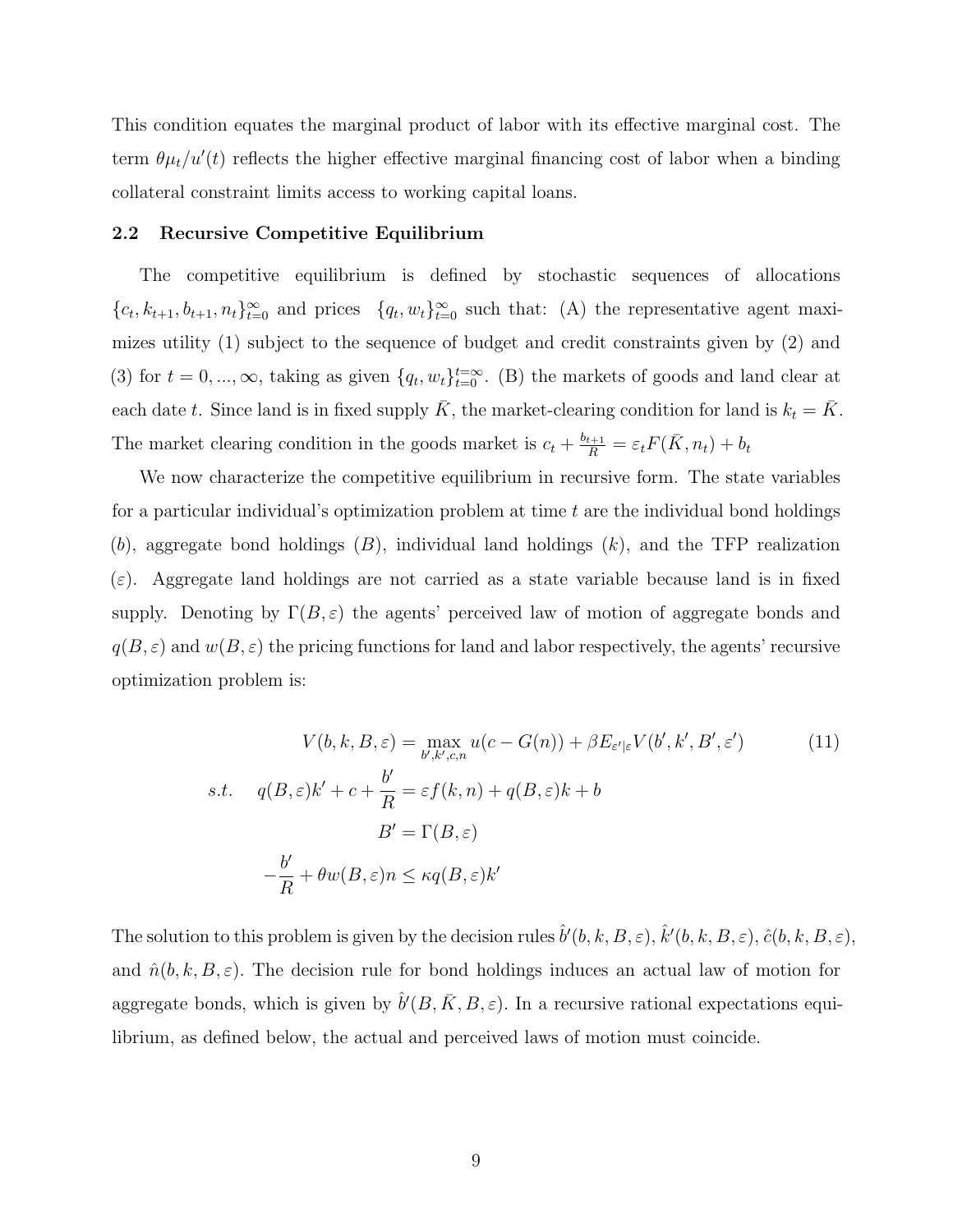This condition equates the marginal product of labor with its effective marginal cost. The term $\theta\mu_t/u'(t)$ reflects the higher effective marginal financing cost of labor when a binding collateral constraint limits access to working capital loans.

### 2.2 Recursive Competitive Equilibrium

The competitive equilibrium is defined by stochastic sequences of allocations $\{c_t, k_{t+1}, b_{t+1}, n_t\}_{t=0}^{\infty}$ and prices $\{q_t, w_t\}_{t=0}^{\infty}$ such that: (A) the representative agent maximizes utility (1) subject to the sequence of budget and credit constraints given by (2) and (3) for $t = 0, ..., \infty$, taking as given $\{q_t, w_t\}_{t=0}^{t=\infty}$. (B) the markets of goods and land clear at each date $t$. Since land is in fixed supply $\bar{K}$, the market-clearing condition for land is $k_t = \bar{K}$. The market clearing condition in the goods market is $c_t + \frac{b_{t+1}}{R} = \varepsilon_t F(\bar{K}, n_t) + b_t$

We now characterize the competitive equilibrium in recursive form. The state variables for a particular individual's optimization problem at time $t$ are the individual bond holdings ($b$), aggregate bond holdings ($B$), individual land holdings ($k$), and the TFP realization ($\varepsilon$). Aggregate land holdings are not carried as a state variable because land is in fixed supply. Denoting by $\Gamma(B, \varepsilon)$ the agents' perceived law of motion of aggregate bonds and $q(B, \varepsilon)$ and $w(B, \varepsilon)$ the pricing functions for land and labor respectively, the agents' recursive optimization problem is:

$$
\begin{aligned}
V(b, k, B, \varepsilon) &= \max_{b', k', c, n} u(c - G(n)) + \beta E_{\varepsilon'|\varepsilon} V(b', k', B', \varepsilon') \qquad (11) \\
s.t. \quad q(B, \varepsilon)k' + c + \frac{b'}{R} &= \varepsilon f(k, n) + q(B, \varepsilon)k + b \\
B' &= \Gamma(B, \varepsilon) \\
-\frac{b'}{R} + \theta w(B, \varepsilon)n &\leq \kappa q(B, \varepsilon)k'
\end{aligned}
$$

The solution to this problem is given by the decision rules $\hat{b}'(b, k, B, \varepsilon)$, $\hat{k}'(b, k, B, \varepsilon)$, $\hat{c}(b, k, B, \varepsilon)$, and $\hat{n}(b, k, B, \varepsilon)$. The decision rule for bond holdings induces an actual law of motion for aggregate bonds, which is given by $\hat{b}'(B, \bar{K}, B, \varepsilon)$. In a recursive rational expectations equilibrium, as defined below, the actual and perceived laws of motion must coincide.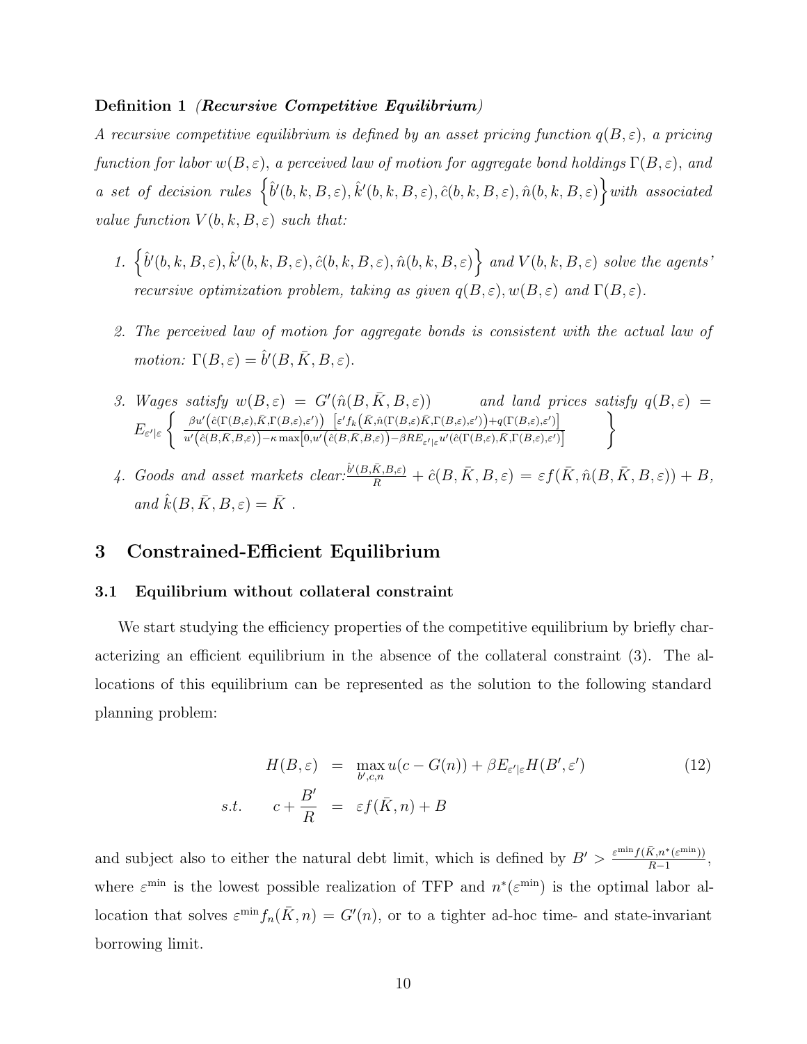**Definition 1** ***(Recursive Competitive Equilibrium)***

*A recursive competitive equilibrium is defined by an asset pricing function $q(B,\varepsilon)$, a pricing function for labor $w(B,\varepsilon)$, a perceived law of motion for aggregate bond holdings $\Gamma(B,\varepsilon)$, and a set of decision rules $\left\{\hat{b}'(b,k,B,\varepsilon), \hat{k}'(b,k,B,\varepsilon), \hat{c}(b,k,B,\varepsilon), \hat{n}(b,k,B,\varepsilon)\right\}$ with associated value function $V(b,k,B,\varepsilon)$ such that:*

1. *$\left\{\hat{b}'(b,k,B,\varepsilon), \hat{k}'(b,k,B,\varepsilon), \hat{c}(b,k,B,\varepsilon), \hat{n}(b,k,B,\varepsilon)\right\}$ and $V(b,k,B,\varepsilon)$ solve the agents' recursive optimization problem, taking as given $q(B,\varepsilon), w(B,\varepsilon)$ and $\Gamma(B,\varepsilon)$.*

2. *The perceived law of motion for aggregate bonds is consistent with the actual law of motion: $\Gamma(B,\varepsilon) = \hat{b}'(B,\bar{K},B,\varepsilon)$.*

3. *Wages satisfy $w(B,\varepsilon) = G'(\hat{n}(B,\bar{K},B,\varepsilon))$ and land prices satisfy $q(B,\varepsilon) = E_{\varepsilon'|\varepsilon}\left\{ \frac{\beta u'\left(\hat{c}(\Gamma(B,\varepsilon),\bar{K},\Gamma(B,\varepsilon),\varepsilon')\right)\ \left[\varepsilon' f_k\left(\bar{K},\hat{n}(\Gamma(B,\varepsilon)\bar{K},\Gamma(B,\varepsilon),\varepsilon')\right)+q(\Gamma(B,\varepsilon),\varepsilon')\right]}{u'\left(\hat{c}(B,\bar{K},B,\varepsilon)\right)-\kappa \max\left[0,u'\left(\hat{c}(B,\bar{K},B,\varepsilon)\right)-\beta R E_{\varepsilon'|\varepsilon} u'(\hat{c}(\Gamma(B,\varepsilon),\bar{K},\Gamma(B,\varepsilon),\varepsilon')\right]} \right\}$*

4. *Goods and asset markets clear: $\frac{\hat{b}'(B,\bar{K},B,\varepsilon)}{R} + \hat{c}(B,\bar{K},B,\varepsilon) = \varepsilon f(\bar{K},\hat{n}(B,\bar{K},B,\varepsilon)) + B$, and $\hat{k}(B,\bar{K},B,\varepsilon) = \bar{K}$ .*

## 3 Constrained-Efficient Equilibrium

### 3.1 Equilibrium without collateral constraint

We start studying the efficiency properties of the competitive equilibrium by briefly characterizing an efficient equilibrium in the absence of the collateral constraint (3). The allocations of this equilibrium can be represented as the solution to the following standard planning problem:

$$
\begin{aligned}
H(B,\varepsilon) &= \max_{b',c,n} u(c - G(n)) + \beta E_{\varepsilon'|\varepsilon} H(B',\varepsilon') \qquad (12)\\
s.t. \qquad c + \frac{B'}{R} &= \varepsilon f(\bar{K},n) + B
\end{aligned}
$$

and subject also to either the natural debt limit, which is defined by $B' > \frac{\varepsilon^{\min} f(\bar{K},n^*(\varepsilon^{\min}))}{R-1}$, where $\varepsilon^{\min}$ is the lowest possible realization of TFP and $n^*(\varepsilon^{\min})$ is the optimal labor allocation that solves $\varepsilon^{\min} f_n(\bar{K},n) = G'(n)$, or to a tighter ad-hoc time- and state-invariant borrowing limit.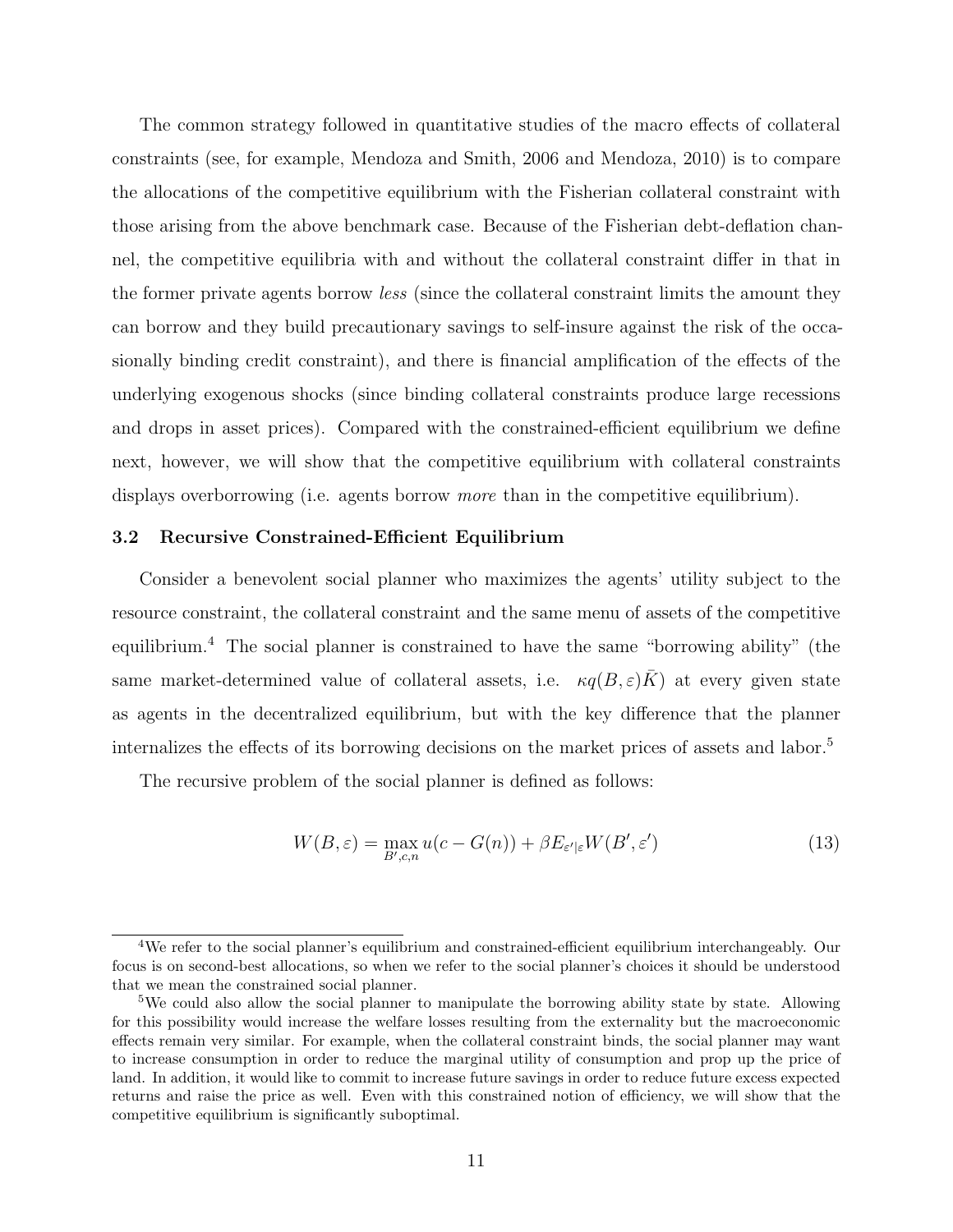The common strategy followed in quantitative studies of the macro effects of collateral constraints (see, for example, Mendoza and Smith, 2006 and Mendoza, 2010) is to compare the allocations of the competitive equilibrium with the Fisherian collateral constraint with those arising from the above benchmark case. Because of the Fisherian debt-deflation channel, the competitive equilibria with and without the collateral constraint differ in that in the former private agents borrow *less* (since the collateral constraint limits the amount they can borrow and they build precautionary savings to self-insure against the risk of the occasionally binding credit constraint), and there is financial amplification of the effects of the underlying exogenous shocks (since binding collateral constraints produce large recessions and drops in asset prices). Compared with the constrained-efficient equilibrium we define next, however, we will show that the competitive equilibrium with collateral constraints displays overborrowing (i.e. agents borrow *more* than in the competitive equilibrium).

### 3.2 Recursive Constrained-Efficient Equilibrium

Consider a benevolent social planner who maximizes the agents' utility subject to the resource constraint, the collateral constraint and the same menu of assets of the competitive equilibrium.[4] The social planner is constrained to have the same "borrowing ability" (the same market-determined value of collateral assets, i.e. $\kappa q(B, \varepsilon)\bar{K}$) at every given state as agents in the decentralized equilibrium, but with the key difference that the planner internalizes the effects of its borrowing decisions on the market prices of assets and labor.[5]

The recursive problem of the social planner is defined as follows:

$$W(B, \varepsilon) = \max_{B', c, n} u(c - G(n)) + \beta E_{\varepsilon'|\varepsilon} W(B', \varepsilon') \tag{13}$$

---

[4] We refer to the social planner's equilibrium and constrained-efficient equilibrium interchangeably. Our focus is on second-best allocations, so when we refer to the social planner's choices it should be understood that we mean the constrained social planner.

[5] We could also allow the social planner to manipulate the borrowing ability state by state. Allowing for this possibility would increase the welfare losses resulting from the externality but the macroeconomic effects remain very similar. For example, when the collateral constraint binds, the social planner may want to increase consumption in order to reduce the marginal utility of consumption and prop up the price of land. In addition, it would like to commit to increase future savings in order to reduce future excess expected returns and raise the price as well. Even with this constrained notion of efficiency, we will show that the competitive equilibrium is significantly suboptimal.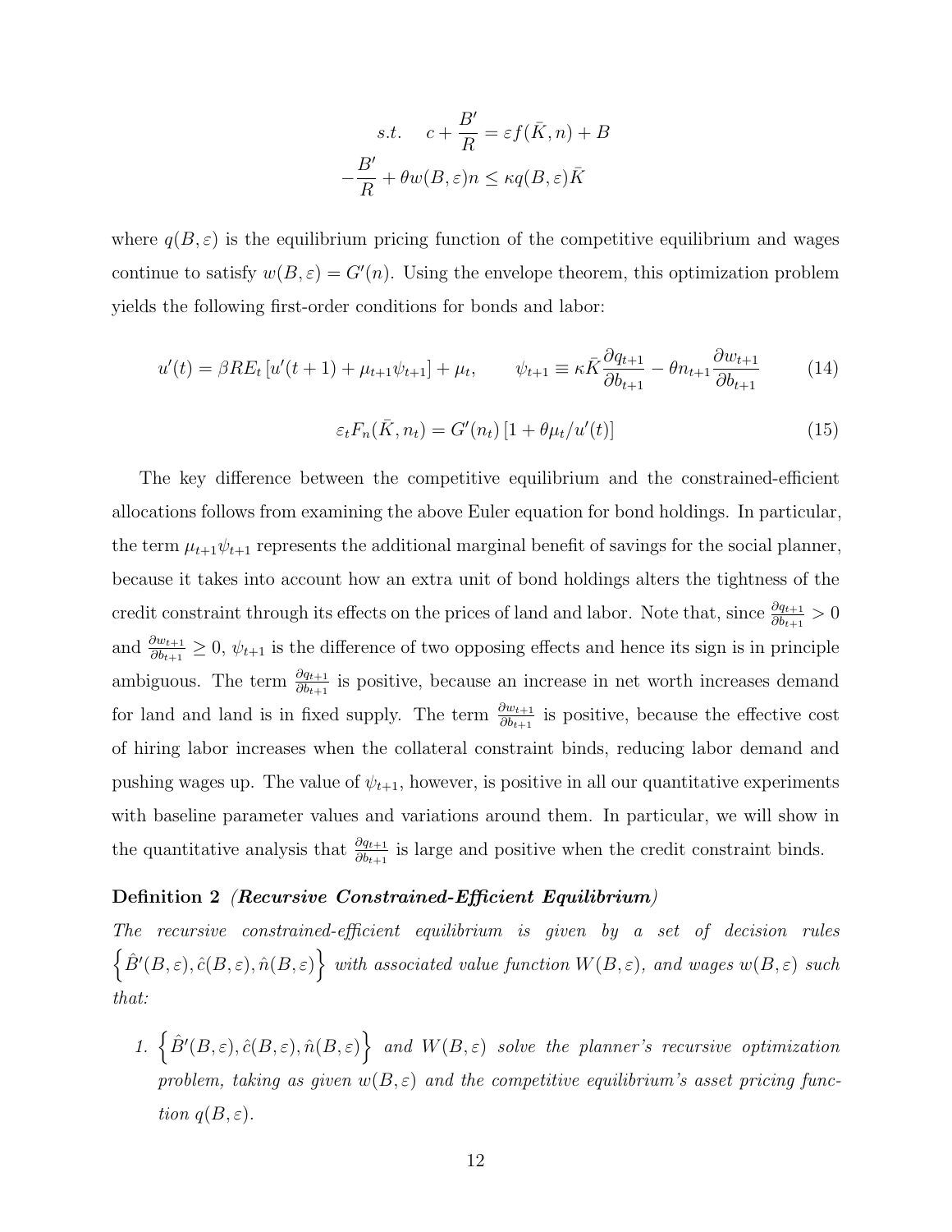$$
\begin{aligned}
s.t. \quad c + \frac{B'}{R} &= \varepsilon f(\bar{K}, n) + B \\
-\frac{B'}{R} + \theta w(B,\varepsilon) n &\leq \kappa q(B,\varepsilon)\bar{K}
\end{aligned}
$$

where $q(B,\varepsilon)$ is the equilibrium pricing function of the competitive equilibrium and wages continue to satisfy $w(B,\varepsilon) = G'(n)$. Using the envelope theorem, this optimization problem yields the following first-order conditions for bonds and labor:

$$
u'(t) = \beta R E_t \left[ u'(t+1) + \mu_{t+1}\psi_{t+1} \right] + \mu_t, \qquad \psi_{t+1} \equiv \kappa \bar{K} \frac{\partial q_{t+1}}{\partial b_{t+1}} - \theta n_{t+1} \frac{\partial w_{t+1}}{\partial b_{t+1}} \tag{14}
$$

$$
\varepsilon_t F_n(\bar{K}, n_t) = G'(n_t) \left[ 1 + \theta \mu_t / u'(t) \right] \tag{15}
$$

The key difference between the competitive equilibrium and the constrained-efficient allocations follows from examining the above Euler equation for bond holdings. In particular, the term $\mu_{t+1}\psi_{t+1}$ represents the additional marginal benefit of savings for the social planner, because it takes into account how an extra unit of bond holdings alters the tightness of the credit constraint through its effects on the prices of land and labor. Note that, since $\frac{\partial q_{t+1}}{\partial b_{t+1}} > 0$ and $\frac{\partial w_{t+1}}{\partial b_{t+1}} \geq 0$, $\psi_{t+1}$ is the difference of two opposing effects and hence its sign is in principle ambiguous. The term $\frac{\partial q_{t+1}}{\partial b_{t+1}}$ is positive, because an increase in net worth increases demand for land and land is in fixed supply. The term $\frac{\partial w_{t+1}}{\partial b_{t+1}}$ is positive, because the effective cost of hiring labor increases when the collateral constraint binds, reducing labor demand and pushing wages up. The value of $\psi_{t+1}$, however, is positive in all our quantitative experiments with baseline parameter values and variations around them. In particular, we will show in the quantitative analysis that $\frac{\partial q_{t+1}}{\partial b_{t+1}}$ is large and positive when the credit constraint binds.

**Definition 2** ***(Recursive Constrained-Efficient Equilibrium)***
*The recursive constrained-efficient equilibrium is given by a set of decision rules* $\left\{ \hat{B}'(B,\varepsilon), \hat{c}(B,\varepsilon), \hat{n}(B,\varepsilon) \right\}$ *with associated value function* $W(B,\varepsilon)$*, and wages* $w(B,\varepsilon)$ *such that:*

1. $\left\{ \hat{B}'(B,\varepsilon), \hat{c}(B,\varepsilon), \hat{n}(B,\varepsilon) \right\}$ *and* $W(B,\varepsilon)$ *solve the planner's recursive optimization problem, taking as given* $w(B,\varepsilon)$ *and the competitive equilibrium's asset pricing function* $q(B,\varepsilon)$*.*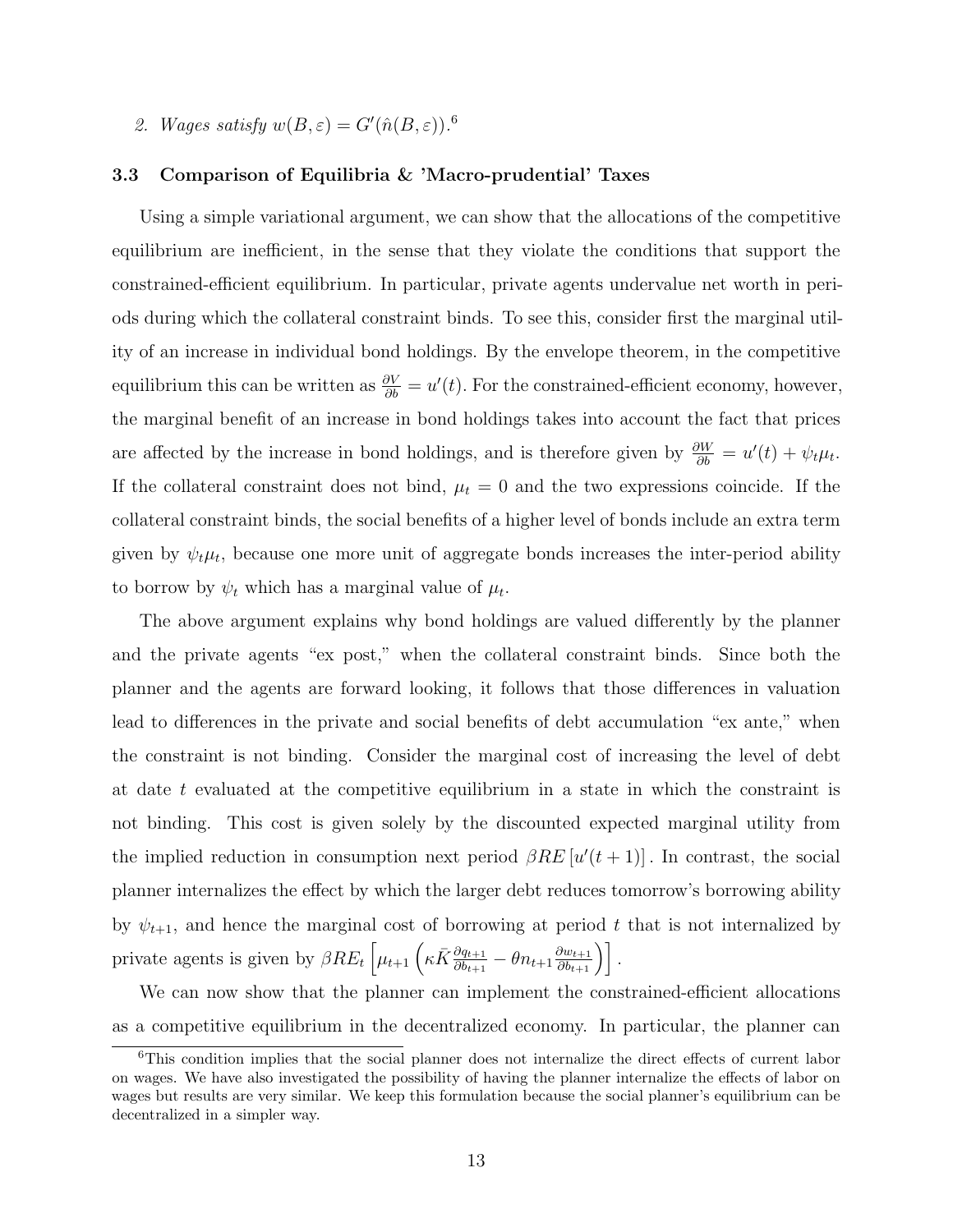2. *Wages satisfy* $w(B, \varepsilon) = G'(\hat{n}(B, \varepsilon))$.[6]

### 3.3 Comparison of Equilibria & 'Macro-prudential' Taxes

Using a simple variational argument, we can show that the allocations of the competitive equilibrium are inefficient, in the sense that they violate the conditions that support the constrained-efficient equilibrium. In particular, private agents undervalue net worth in periods during which the collateral constraint binds. To see this, consider first the marginal utility of an increase in individual bond holdings. By the envelope theorem, in the competitive equilibrium this can be written as $\frac{\partial V}{\partial b} = u'(t)$. For the constrained-efficient economy, however, the marginal benefit of an increase in bond holdings takes into account the fact that prices are affected by the increase in bond holdings, and is therefore given by $\frac{\partial W}{\partial b} = u'(t) + \psi_t \mu_t$. If the collateral constraint does not bind, $\mu_t = 0$ and the two expressions coincide. If the collateral constraint binds, the social benefits of a higher level of bonds include an extra term given by $\psi_t \mu_t$, because one more unit of aggregate bonds increases the inter-period ability to borrow by $\psi_t$ which has a marginal value of $\mu_t$.

The above argument explains why bond holdings are valued differently by the planner and the private agents "ex post," when the collateral constraint binds. Since both the planner and the agents are forward looking, it follows that those differences in valuation lead to differences in the private and social benefits of debt accumulation "ex ante," when the constraint is not binding. Consider the marginal cost of increasing the level of debt at date $t$ evaluated at the competitive equilibrium in a state in which the constraint is not binding. This cost is given solely by the discounted expected marginal utility from the implied reduction in consumption next period $\beta R E \left[ u'(t+1) \right]$. In contrast, the social planner internalizes the effect by which the larger debt reduces tomorrow's borrowing ability by $\psi_{t+1}$, and hence the marginal cost of borrowing at period $t$ that is not internalized by private agents is given by $\beta R E_t \left[ \mu_{t+1} \left( \kappa \bar{K} \frac{\partial q_{t+1}}{\partial b_{t+1}} - \theta n_{t+1} \frac{\partial w_{t+1}}{\partial b_{t+1}} \right) \right]$.

We can now show that the planner can implement the constrained-efficient allocations as a competitive equilibrium in the decentralized economy. In particular, the planner can

[6] This condition implies that the social planner does not internalize the direct effects of current labor on wages. We have also investigated the possibility of having the planner internalize the effects of labor on wages but results are very similar. We keep this formulation because the social planner's equilibrium can be decentralized in a simpler way.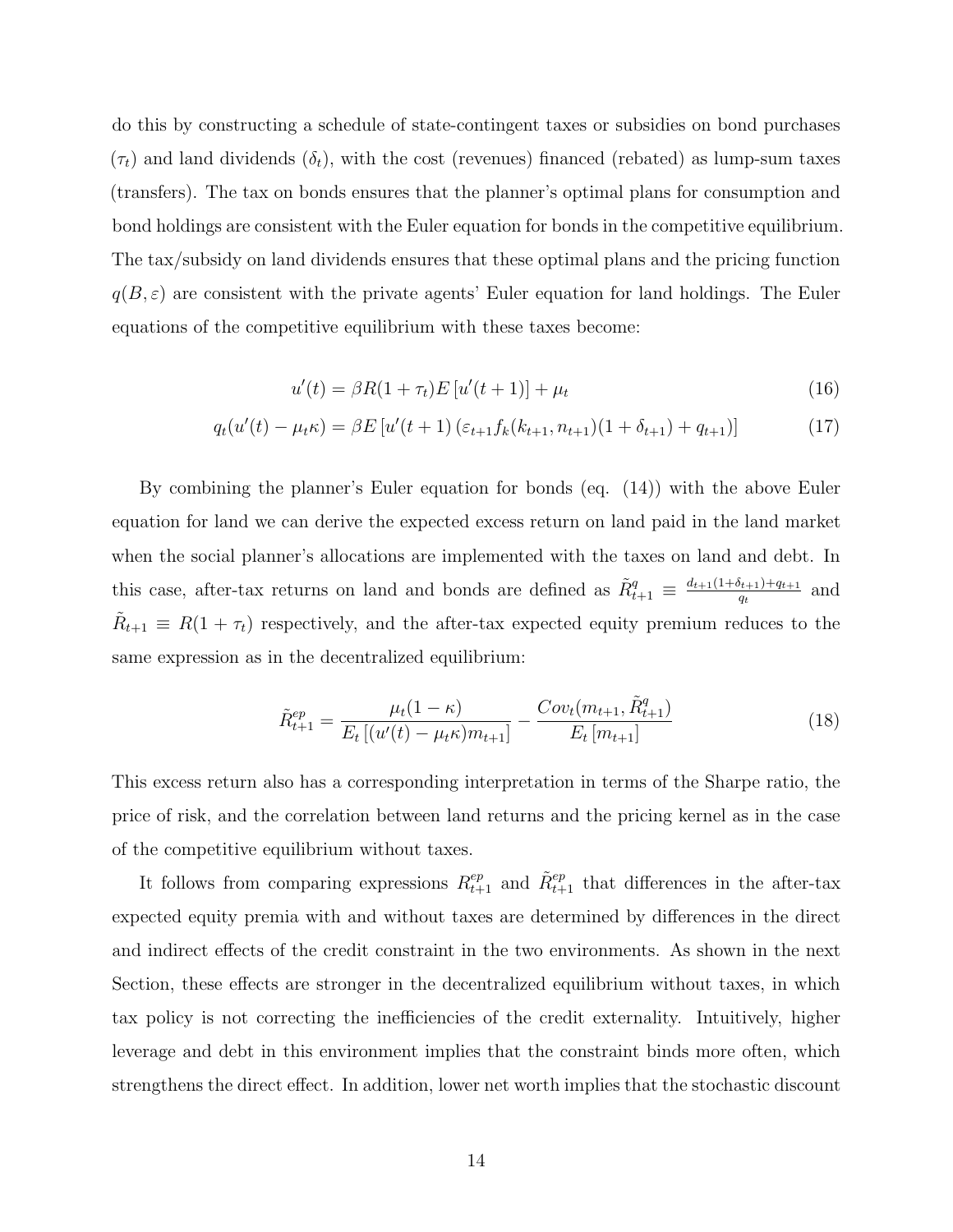do this by constructing a schedule of state-contingent taxes or subsidies on bond purchases ($\tau_t$) and land dividends ($\delta_t$), with the cost (revenues) financed (rebated) as lump-sum taxes (transfers). The tax on bonds ensures that the planner's optimal plans for consumption and bond holdings are consistent with the Euler equation for bonds in the competitive equilibrium. The tax/subsidy on land dividends ensures that these optimal plans and the pricing function $q(B, \varepsilon)$ are consistent with the private agents' Euler equation for land holdings. The Euler equations of the competitive equilibrium with these taxes become:

$$u'(t) = \beta R(1 + \tau_t) E\left[u'(t+1)\right] + \mu_t \tag{16}$$

$$q_t(u'(t) - \mu_t \kappa) = \beta E\left[u'(t+1)\left(\varepsilon_{t+1} f_k(k_{t+1}, n_{t+1})(1 + \delta_{t+1}) + q_{t+1}\right)\right] \tag{17}$$

By combining the planner's Euler equation for bonds (eq. (14)) with the above Euler equation for land we can derive the expected excess return on land paid in the land market when the social planner's allocations are implemented with the taxes on land and debt. In this case, after-tax returns on land and bonds are defined as $\tilde{R}^q_{t+1} \equiv \frac{d_{t+1}(1+\delta_{t+1}) + q_{t+1}}{q_t}$ and $\tilde{R}_{t+1} \equiv R(1 + \tau_t)$ respectively, and the after-tax expected equity premium reduces to the same expression as in the decentralized equilibrium:

$$\tilde{R}^{ep}_{t+1} = \frac{\mu_t(1-\kappa)}{E_t\left[(u'(t) - \mu_t \kappa) m_{t+1}\right]} - \frac{Cov_t(m_{t+1}, \tilde{R}^q_{t+1})}{E_t\left[m_{t+1}\right]} \tag{18}$$

This excess return also has a corresponding interpretation in terms of the Sharpe ratio, the price of risk, and the correlation between land returns and the pricing kernel as in the case of the competitive equilibrium without taxes.

It follows from comparing expressions $R^{ep}_{t+1}$ and $\tilde{R}^{ep}_{t+1}$ that differences in the after-tax expected equity premia with and without taxes are determined by differences in the direct and indirect effects of the credit constraint in the two environments. As shown in the next Section, these effects are stronger in the decentralized equilibrium without taxes, in which tax policy is not correcting the inefficiencies of the credit externality. Intuitively, higher leverage and debt in this environment implies that the constraint binds more often, which strengthens the direct effect. In addition, lower net worth implies that the stochastic discount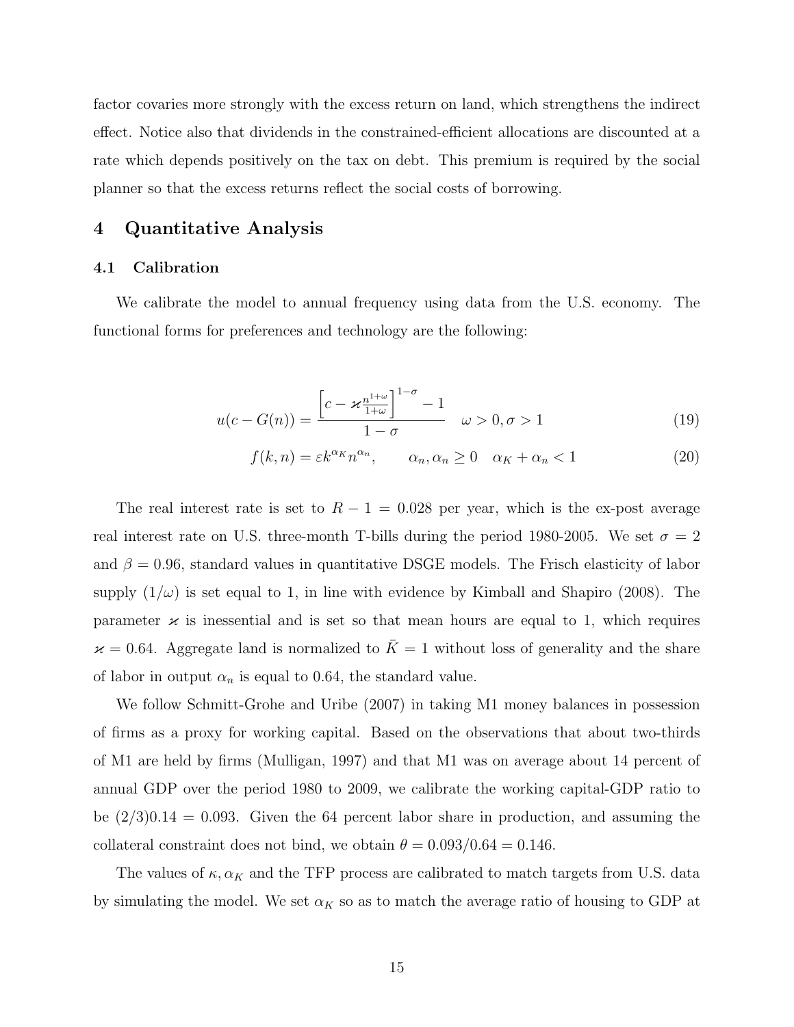factor covaries more strongly with the excess return on land, which strengthens the indirect effect. Notice also that dividends in the constrained-efficient allocations are discounted at a rate which depends positively on the tax on debt. This premium is required by the social planner so that the excess returns reflect the social costs of borrowing.

# 4 Quantitative Analysis

## 4.1 Calibration

We calibrate the model to annual frequency using data from the U.S. economy. The functional forms for preferences and technology are the following:

$$u(c - G(n)) = \frac{\left[c - \varkappa \frac{n^{1+\omega}}{1+\omega}\right]^{1-\sigma} - 1}{1-\sigma} \quad \omega > 0, \sigma > 1 \tag{19}$$

$$f(k, n) = \varepsilon k^{\alpha_K} n^{\alpha_n}, \qquad \alpha_n, \alpha_n \geq 0 \quad \alpha_K + \alpha_n < 1 \tag{20}$$

The real interest rate is set to $R - 1 = 0.028$ per year, which is the ex-post average real interest rate on U.S. three-month T-bills during the period 1980-2005. We set $\sigma = 2$ and $\beta = 0.96$, standard values in quantitative DSGE models. The Frisch elasticity of labor supply $(1/\omega)$ is set equal to 1, in line with evidence by Kimball and Shapiro (2008). The parameter $\varkappa$ is inessential and is set so that mean hours are equal to 1, which requires $\varkappa = 0.64$. Aggregate land is normalized to $\bar{K} = 1$ without loss of generality and the share of labor in output $\alpha_n$ is equal to 0.64, the standard value.

We follow Schmitt-Grohe and Uribe (2007) in taking M1 money balances in possession of firms as a proxy for working capital. Based on the observations that about two-thirds of M1 are held by firms (Mulligan, 1997) and that M1 was on average about 14 percent of annual GDP over the period 1980 to 2009, we calibrate the working capital-GDP ratio to be $(2/3)0.14 = 0.093$. Given the 64 percent labor share in production, and assuming the collateral constraint does not bind, we obtain $\theta = 0.093/0.64 = 0.146$.

The values of $\kappa, \alpha_K$ and the TFP process are calibrated to match targets from U.S. data by simulating the model. We set $\alpha_K$ so as to match the average ratio of housing to GDP at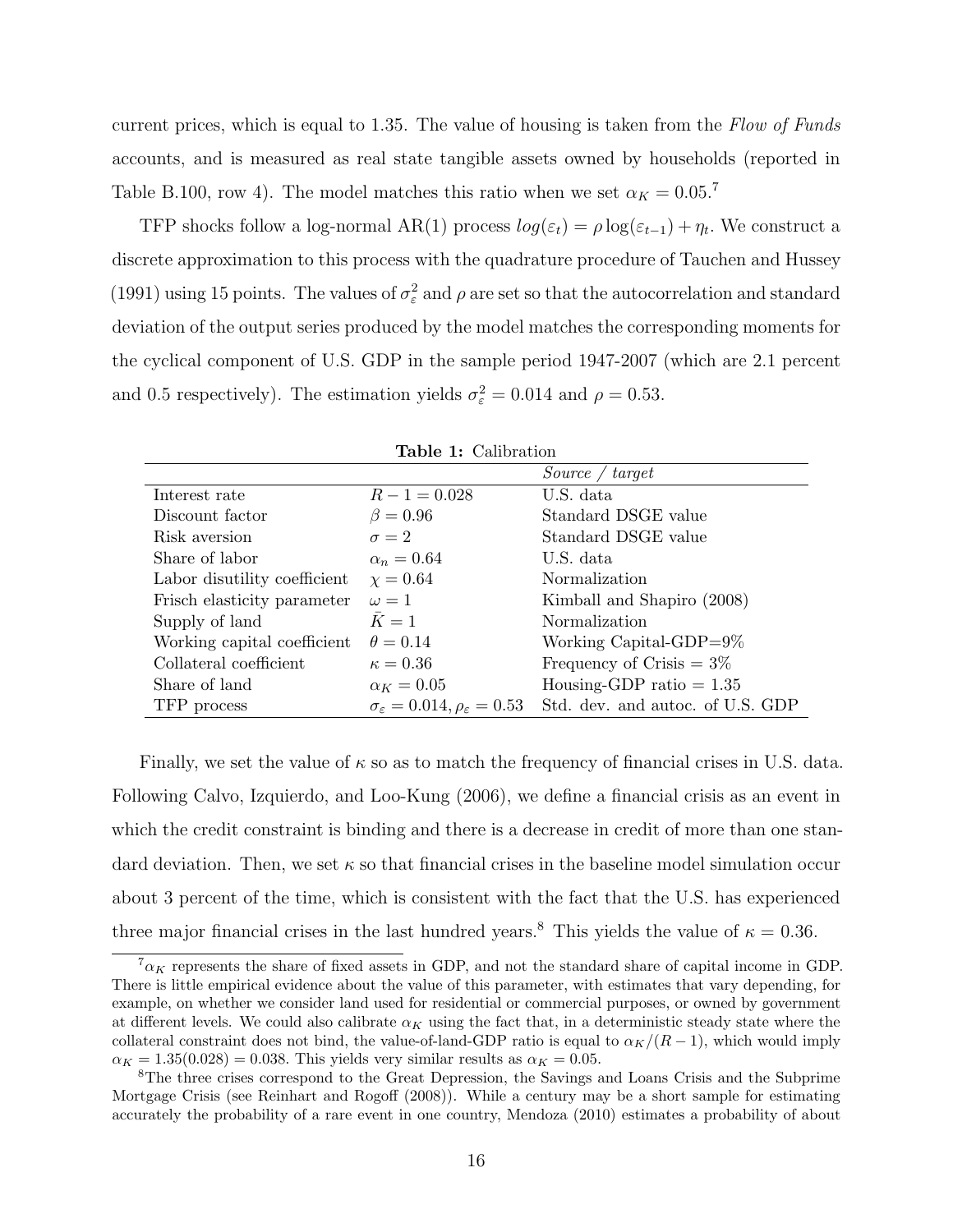current prices, which is equal to 1.35. The value of housing is taken from the *Flow of Funds* accounts, and is measured as real state tangible assets owned by households (reported in Table B.100, row 4). The model matches this ratio when we set $\alpha_K = 0.05$.[7]

TFP shocks follow a log-normal AR(1) process $log(\varepsilon_t) = \rho \log(\varepsilon_{t-1}) + \eta_t$. We construct a discrete approximation to this process with the quadrature procedure of Tauchen and Hussey (1991) using 15 points. The values of $\sigma^2_\varepsilon$ and $\rho$ are set so that the autocorrelation and standard deviation of the output series produced by the model matches the corresponding moments for the cyclical component of U.S. GDP in the sample period 1947-2007 (which are 2.1 percent and 0.5 respectively). The estimation yields $\sigma^2_\varepsilon = 0.014$ and $\rho = 0.53$.

**Table 1:** Calibration

| | | *Source / target* |
|---|---|---|
| Interest rate | $R - 1 = 0.028$ | U.S. data |
| Discount factor | $\beta = 0.96$ | Standard DSGE value |
| Risk aversion | $\sigma = 2$ | Standard DSGE value |
| Share of labor | $\alpha_n = 0.64$ | U.S. data |
| Labor disutility coefficient | $\chi = 0.64$ | Normalization |
| Frisch elasticity parameter | $\omega = 1$ | Kimball and Shapiro (2008) |
| Supply of land | $\bar{K} = 1$ | Normalization |
| Working capital coefficient | $\theta = 0.14$ | Working Capital-GDP=9% |
| Collateral coefficient | $\kappa = 0.36$ | Frequency of Crisis = 3% |
| Share of land | $\alpha_K = 0.05$ | Housing-GDP ratio = 1.35 |
| TFP process | $\sigma_\varepsilon = 0.014, \rho_\varepsilon = 0.53$ | Std. dev. and autoc. of U.S. GDP |

Finally, we set the value of $\kappa$ so as to match the frequency of financial crises in U.S. data. Following Calvo, Izquierdo, and Loo-Kung (2006), we define a financial crisis as an event in which the credit constraint is binding and there is a decrease in credit of more than one standard deviation. Then, we set $\kappa$ so that financial crises in the baseline model simulation occur about 3 percent of the time, which is consistent with the fact that the U.S. has experienced three major financial crises in the last hundred years.[8] This yields the value of $\kappa = 0.36$.

[7] $\alpha_K$ represents the share of fixed assets in GDP, and not the standard share of capital income in GDP. There is little empirical evidence about the value of this parameter, with estimates that vary depending, for example, on whether we consider land used for residential or commercial purposes, or owned by government at different levels. We could also calibrate $\alpha_K$ using the fact that, in a deterministic steady state where the collateral constraint does not bind, the value-of-land-GDP ratio is equal to $\alpha_K/(R-1)$, which would imply $\alpha_K = 1.35(0.028) = 0.038$. This yields very similar results as $\alpha_K = 0.05$.

[8] The three crises correspond to the Great Depression, the Savings and Loans Crisis and the Subprime Mortgage Crisis (see Reinhart and Rogoff (2008)). While a century may be a short sample for estimating accurately the probability of a rare event in one country, Mendoza (2010) estimates a probability of about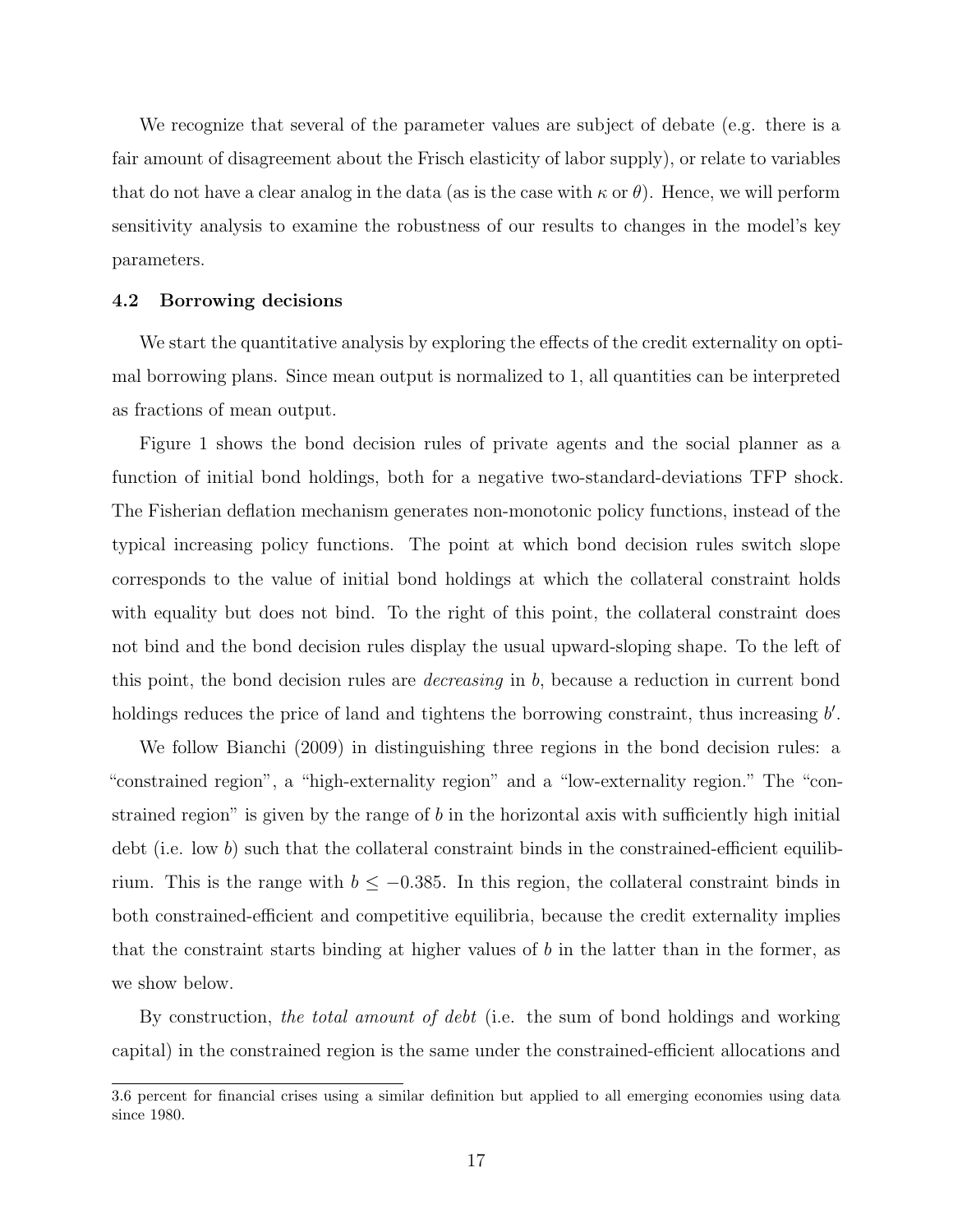We recognize that several of the parameter values are subject of debate (e.g. there is a fair amount of disagreement about the Frisch elasticity of labor supply), or relate to variables that do not have a clear analog in the data (as is the case with $\kappa$ or $\theta$). Hence, we will perform sensitivity analysis to examine the robustness of our results to changes in the model's key parameters.

### 4.2 Borrowing decisions

We start the quantitative analysis by exploring the effects of the credit externality on optimal borrowing plans. Since mean output is normalized to 1, all quantities can be interpreted as fractions of mean output.

Figure 1 shows the bond decision rules of private agents and the social planner as a function of initial bond holdings, both for a negative two-standard-deviations TFP shock. The Fisherian deflation mechanism generates non-monotonic policy functions, instead of the typical increasing policy functions. The point at which bond decision rules switch slope corresponds to the value of initial bond holdings at which the collateral constraint holds with equality but does not bind. To the right of this point, the collateral constraint does not bind and the bond decision rules display the usual upward-sloping shape. To the left of this point, the bond decision rules are *decreasing* in $b$, because a reduction in current bond holdings reduces the price of land and tightens the borrowing constraint, thus increasing $b'$.

We follow Bianchi (2009) in distinguishing three regions in the bond decision rules: a "constrained region", a "high-externality region" and a "low-externality region." The "constrained region" is given by the range of $b$ in the horizontal axis with sufficiently high initial debt (i.e. low $b$) such that the collateral constraint binds in the constrained-efficient equilibrium. This is the range with $b \leq -0.385$. In this region, the collateral constraint binds in both constrained-efficient and competitive equilibria, because the credit externality implies that the constraint starts binding at higher values of $b$ in the latter than in the former, as we show below.

By construction, *the total amount of debt* (i.e. the sum of bond holdings and working capital) in the constrained region is the same under the constrained-efficient allocations and

3.6 percent for financial crises using a similar definition but applied to all emerging economies using data since 1980.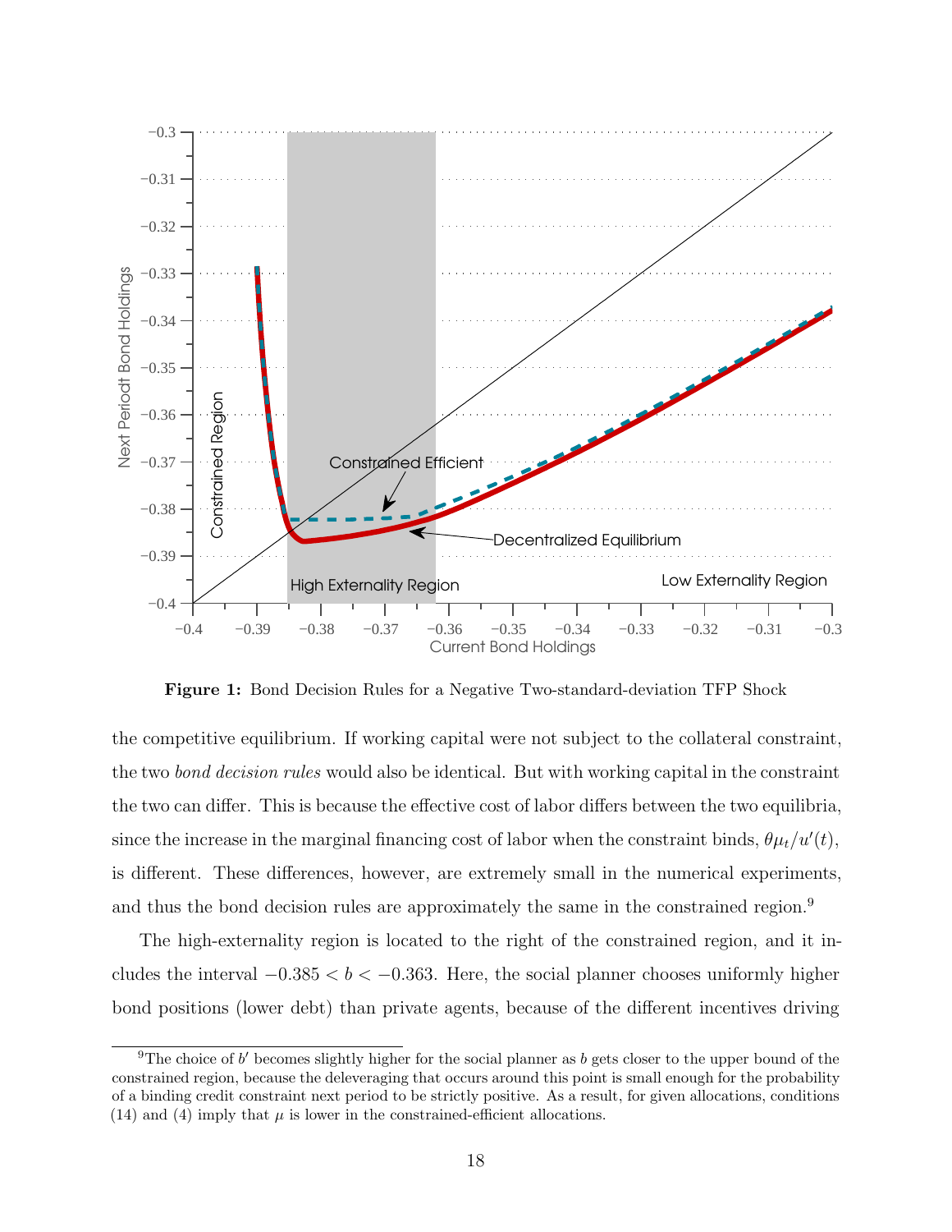**Figure 1:** Bond Decision Rules for a Negative Two-standard-deviation TFP Shock

the competitive equilibrium. If working capital were not subject to the collateral constraint, the two *bond decision rules* would also be identical. But with working capital in the constraint the two can differ. This is because the effective cost of labor differs between the two equilibria, since the increase in the marginal financing cost of labor when the constraint binds, $\theta\mu_t/u'(t)$, is different. These differences, however, are extremely small in the numerical experiments, and thus the bond decision rules are approximately the same in the constrained region.[9]

The high-externality region is located to the right of the constrained region, and it includes the interval $-0.385 < b < -0.363$. Here, the social planner chooses uniformly higher bond positions (lower debt) than private agents, because of the different incentives driving

[9] The choice of $b'$ becomes slightly higher for the social planner as $b$ gets closer to the upper bound of the constrained region, because the deleveraging that occurs around this point is small enough for the probability of a binding credit constraint next period to be strictly positive. As a result, for given allocations, conditions (14) and (4) imply that $\mu$ is lower in the constrained-efficient allocations.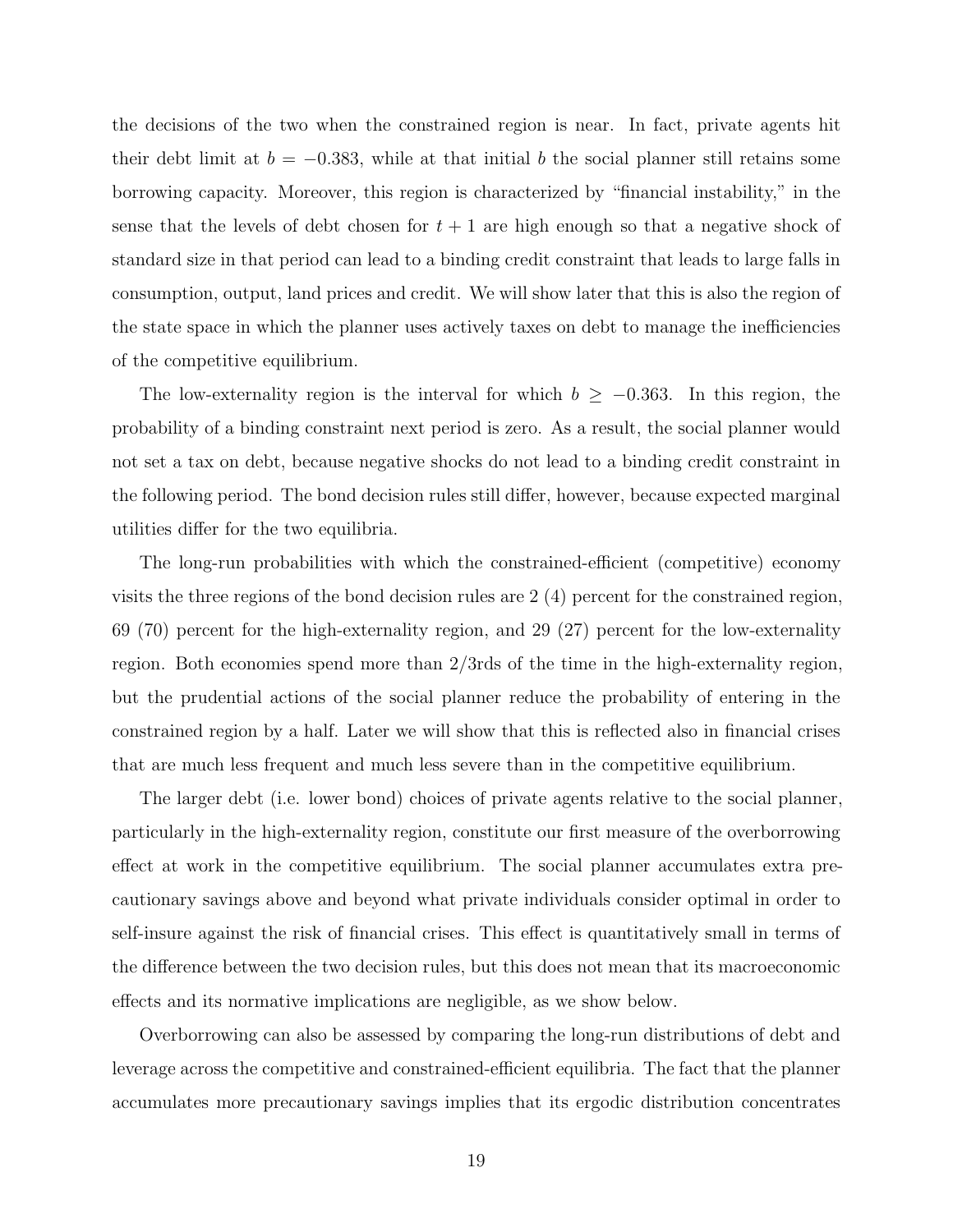the decisions of the two when the constrained region is near. In fact, private agents hit their debt limit at $b = -0.383$, while at that initial $b$ the social planner still retains some borrowing capacity. Moreover, this region is characterized by "financial instability," in the sense that the levels of debt chosen for $t + 1$ are high enough so that a negative shock of standard size in that period can lead to a binding credit constraint that leads to large falls in consumption, output, land prices and credit. We will show later that this is also the region of the state space in which the planner uses actively taxes on debt to manage the inefficiencies of the competitive equilibrium.

The low-externality region is the interval for which $b \geq -0.363$. In this region, the probability of a binding constraint next period is zero. As a result, the social planner would not set a tax on debt, because negative shocks do not lead to a binding credit constraint in the following period. The bond decision rules still differ, however, because expected marginal utilities differ for the two equilibria.

The long-run probabilities with which the constrained-efficient (competitive) economy visits the three regions of the bond decision rules are 2 (4) percent for the constrained region, 69 (70) percent for the high-externality region, and 29 (27) percent for the low-externality region. Both economies spend more than 2/3rds of the time in the high-externality region, but the prudential actions of the social planner reduce the probability of entering in the constrained region by a half. Later we will show that this is reflected also in financial crises that are much less frequent and much less severe than in the competitive equilibrium.

The larger debt (i.e. lower bond) choices of private agents relative to the social planner, particularly in the high-externality region, constitute our first measure of the overborrowing effect at work in the competitive equilibrium. The social planner accumulates extra precautionary savings above and beyond what private individuals consider optimal in order to self-insure against the risk of financial crises. This effect is quantitatively small in terms of the difference between the two decision rules, but this does not mean that its macroeconomic effects and its normative implications are negligible, as we show below.

Overborrowing can also be assessed by comparing the long-run distributions of debt and leverage across the competitive and constrained-efficient equilibria. The fact that the planner accumulates more precautionary savings implies that its ergodic distribution concentrates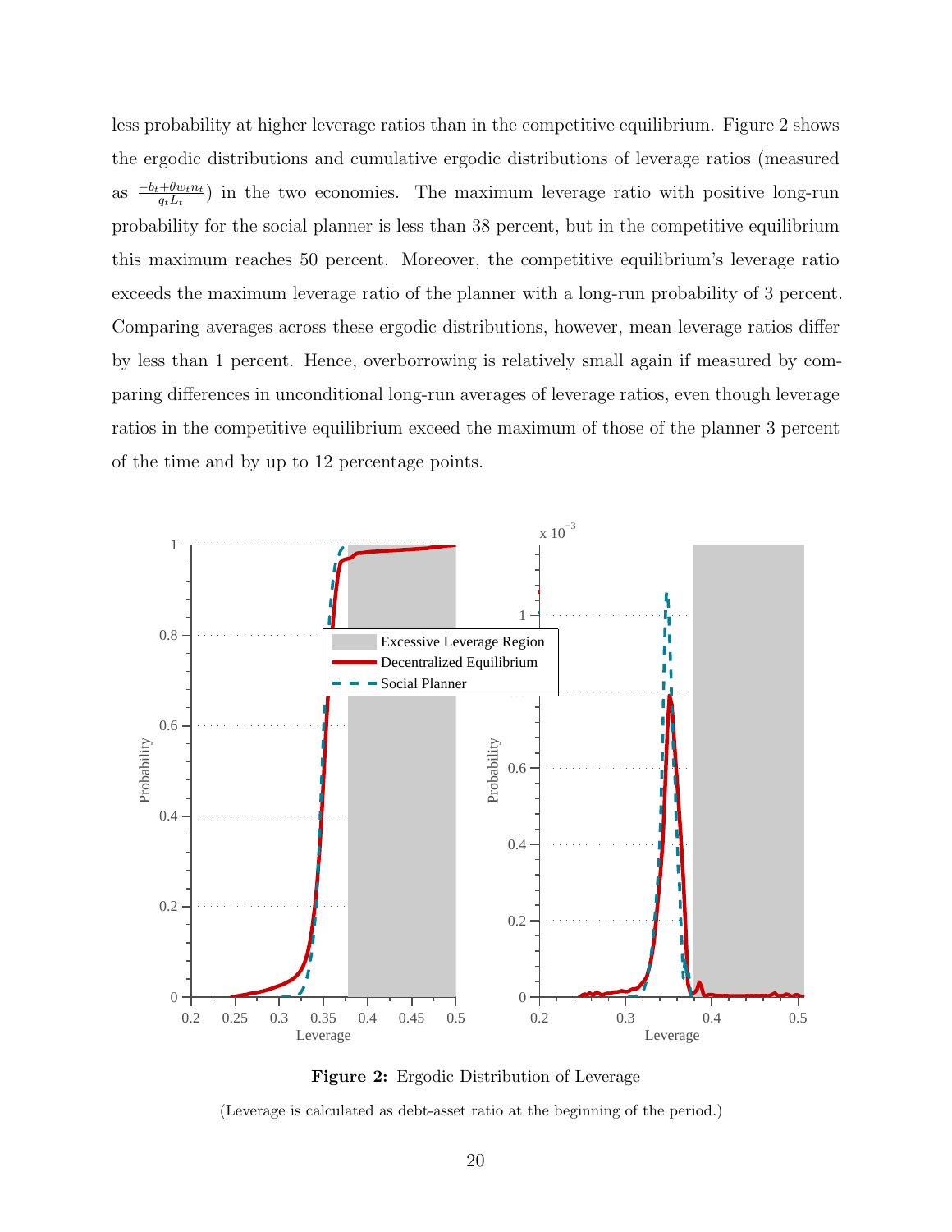less probability at higher leverage ratios than in the competitive equilibrium. Figure 2 shows the ergodic distributions and cumulative ergodic distributions of leverage ratios (measured as $\frac{-b_t+\theta w_t n_t}{q_t L_t}$) in the two economies. The maximum leverage ratio with positive long-run probability for the social planner is less than 38 percent, but in the competitive equilibrium this maximum reaches 50 percent. Moreover, the competitive equilibrium's leverage ratio exceeds the maximum leverage ratio of the planner with a long-run probability of 3 percent. Comparing averages across these ergodic distributions, however, mean leverage ratios differ by less than 1 percent. Hence, overborrowing is relatively small again if measured by comparing differences in unconditional long-run averages of leverage ratios, even though leverage ratios in the competitive equilibrium exceed the maximum of those of the planner 3 percent of the time and by up to 12 percentage points.

**Figure 2:** Ergodic Distribution of Leverage

(Leverage is calculated as debt-asset ratio at the beginning of the period.)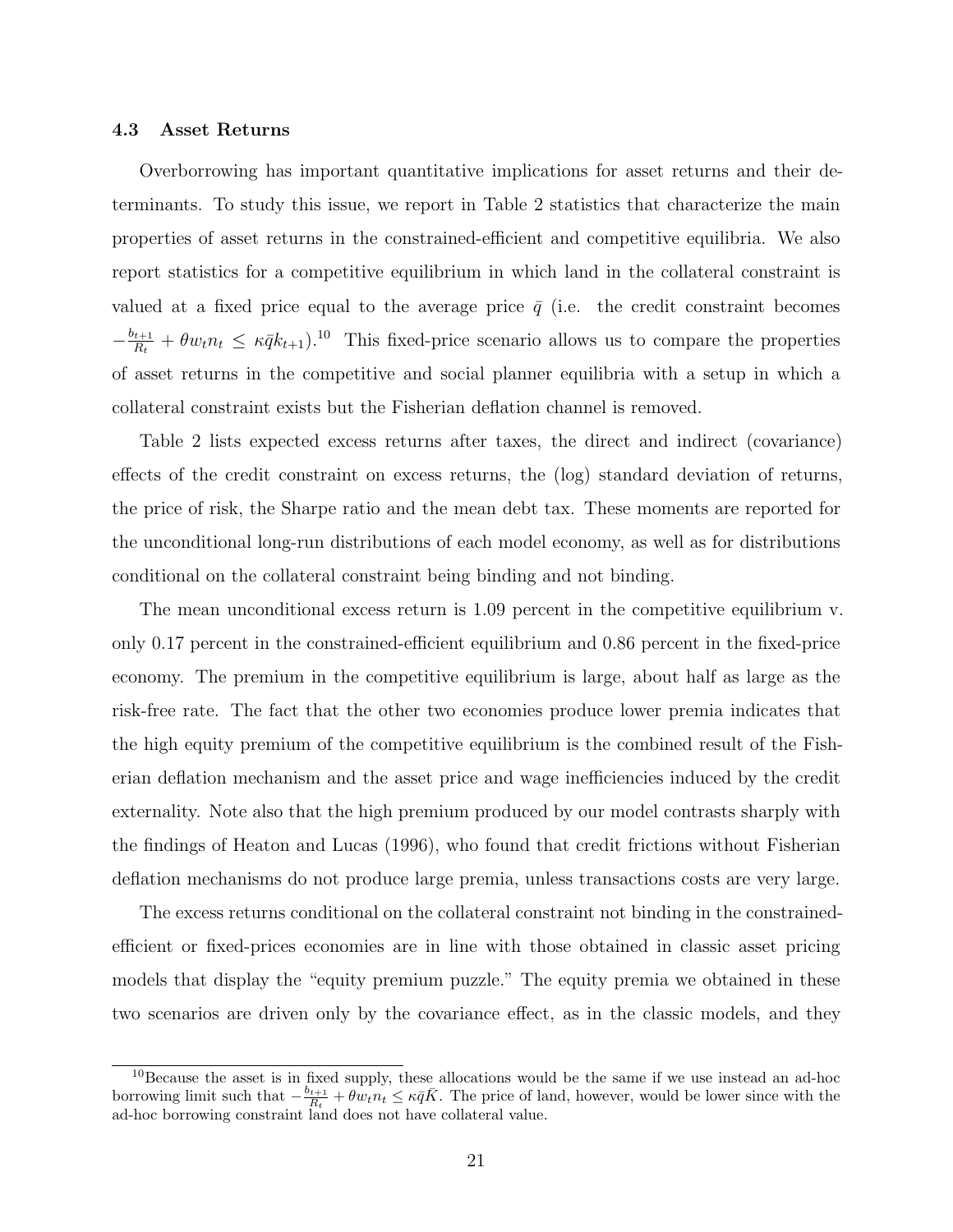### 4.3 Asset Returns

Overborrowing has important quantitative implications for asset returns and their determinants. To study this issue, we report in Table 2 statistics that characterize the main properties of asset returns in the constrained-efficient and competitive equilibria. We also report statistics for a competitive equilibrium in which land in the collateral constraint is valued at a fixed price equal to the average price $\bar{q}$ (i.e. the credit constraint becomes $-\frac{b_{t+1}}{R_t} + \theta w_t n_t \leq \kappa \bar{q} k_{t+1}$).[10] This fixed-price scenario allows us to compare the properties of asset returns in the competitive and social planner equilibria with a setup in which a collateral constraint exists but the Fisherian deflation channel is removed.

Table 2 lists expected excess returns after taxes, the direct and indirect (covariance) effects of the credit constraint on excess returns, the (log) standard deviation of returns, the price of risk, the Sharpe ratio and the mean debt tax. These moments are reported for the unconditional long-run distributions of each model economy, as well as for distributions conditional on the collateral constraint being binding and not binding.

The mean unconditional excess return is 1.09 percent in the competitive equilibrium v. only 0.17 percent in the constrained-efficient equilibrium and 0.86 percent in the fixed-price economy. The premium in the competitive equilibrium is large, about half as large as the risk-free rate. The fact that the other two economies produce lower premia indicates that the high equity premium of the competitive equilibrium is the combined result of the Fisherian deflation mechanism and the asset price and wage inefficiencies induced by the credit externality. Note also that the high premium produced by our model contrasts sharply with the findings of Heaton and Lucas (1996), who found that credit frictions without Fisherian deflation mechanisms do not produce large premia, unless transactions costs are very large.

The excess returns conditional on the collateral constraint not binding in the constrained-efficient or fixed-prices economies are in line with those obtained in classic asset pricing models that display the "equity premium puzzle." The equity premia we obtained in these two scenarios are driven only by the covariance effect, as in the classic models, and they

[10] Because the asset is in fixed supply, these allocations would be the same if we use instead an ad-hoc borrowing limit such that $-\frac{b_{t+1}}{R_t} + \theta w_t n_t \leq \kappa \bar{q} \bar{K}$. The price of land, however, would be lower since with the ad-hoc borrowing constraint land does not have collateral value.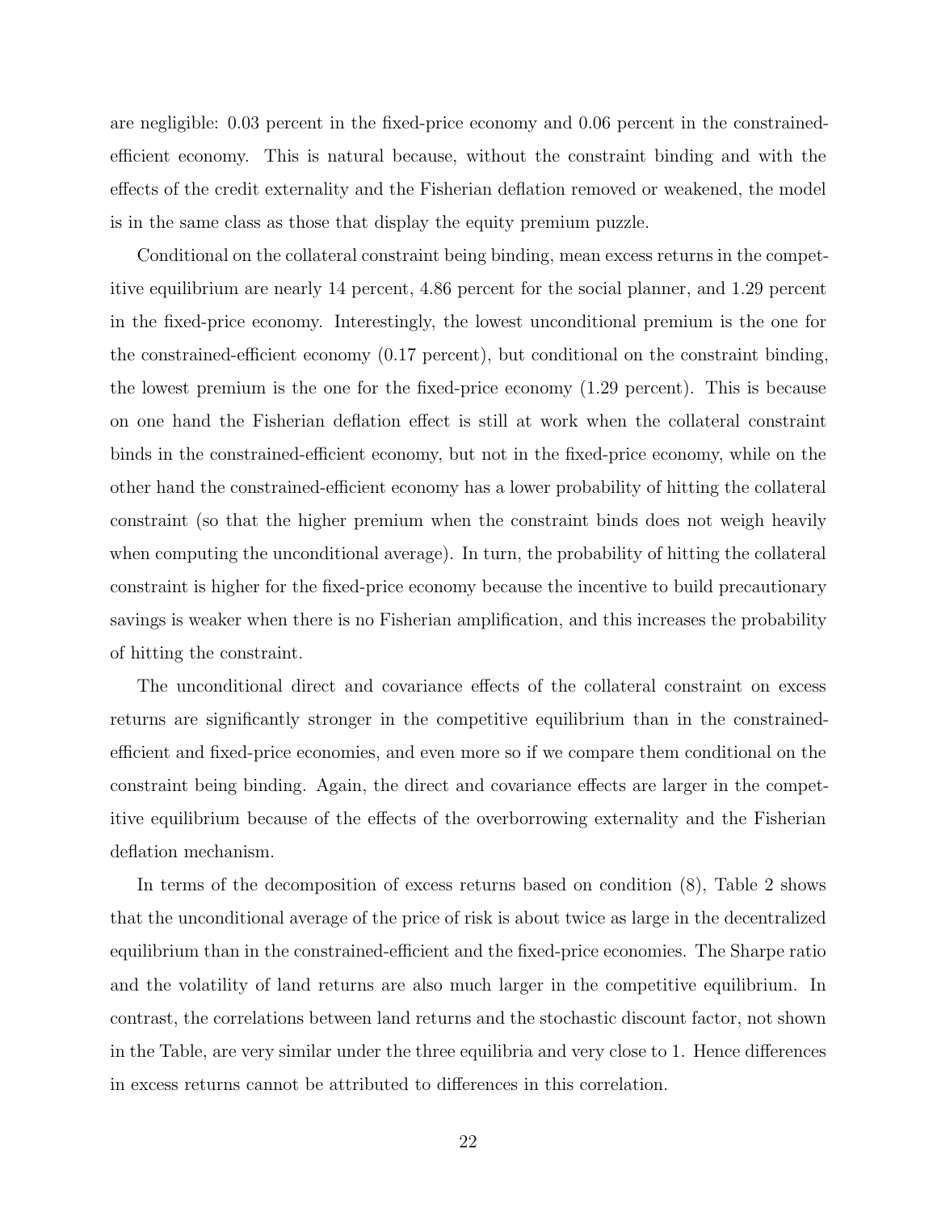are negligible: 0.03 percent in the fixed-price economy and 0.06 percent in the constrained-efficient economy. This is natural because, without the constraint binding and with the effects of the credit externality and the Fisherian deflation removed or weakened, the model is in the same class as those that display the equity premium puzzle.

Conditional on the collateral constraint being binding, mean excess returns in the competitive equilibrium are nearly 14 percent, 4.86 percent for the social planner, and 1.29 percent in the fixed-price economy. Interestingly, the lowest unconditional premium is the one for the constrained-efficient economy (0.17 percent), but conditional on the constraint binding, the lowest premium is the one for the fixed-price economy (1.29 percent). This is because on one hand the Fisherian deflation effect is still at work when the collateral constraint binds in the constrained-efficient economy, but not in the fixed-price economy, while on the other hand the constrained-efficient economy has a lower probability of hitting the collateral constraint (so that the higher premium when the constraint binds does not weigh heavily when computing the unconditional average). In turn, the probability of hitting the collateral constraint is higher for the fixed-price economy because the incentive to build precautionary savings is weaker when there is no Fisherian amplification, and this increases the probability of hitting the constraint.

The unconditional direct and covariance effects of the collateral constraint on excess returns are significantly stronger in the competitive equilibrium than in the constrained-efficient and fixed-price economies, and even more so if we compare them conditional on the constraint being binding. Again, the direct and covariance effects are larger in the competitive equilibrium because of the effects of the overborrowing externality and the Fisherian deflation mechanism.

In terms of the decomposition of excess returns based on condition (8), Table 2 shows that the unconditional average of the price of risk is about twice as large in the decentralized equilibrium than in the constrained-efficient and the fixed-price economies. The Sharpe ratio and the volatility of land returns are also much larger in the competitive equilibrium. In contrast, the correlations between land returns and the stochastic discount factor, not shown in the Table, are very similar under the three equilibria and very close to 1. Hence differences in excess returns cannot be attributed to differences in this correlation.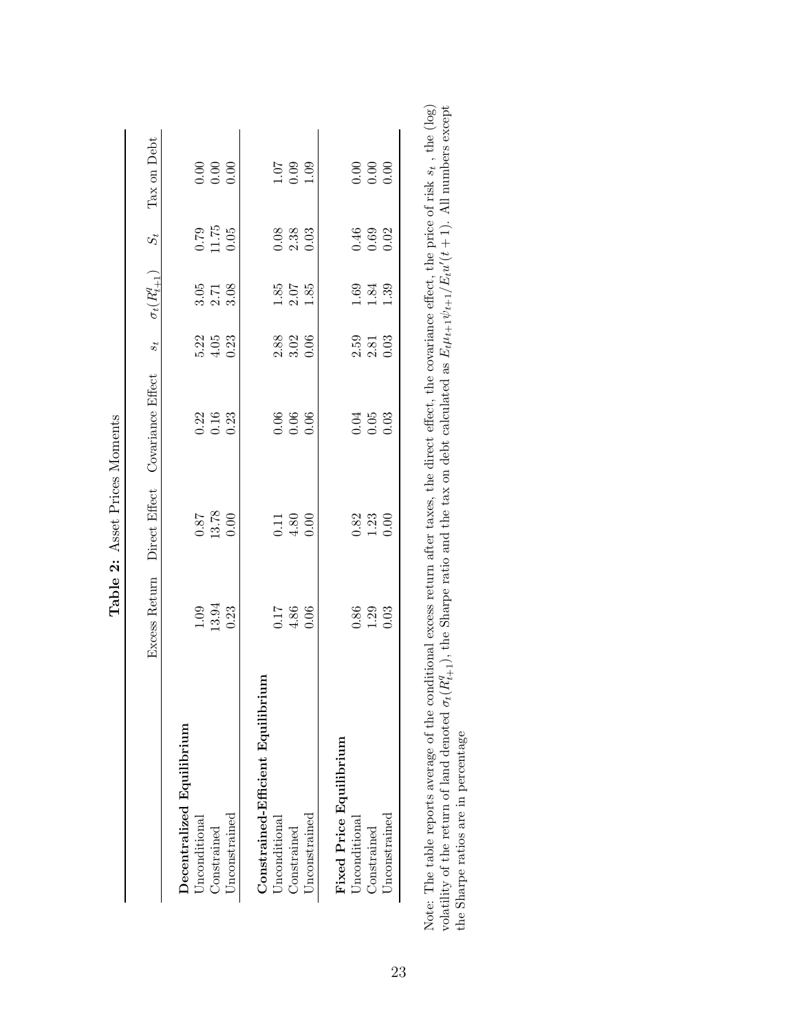**Table 2:** Asset Prices Moments

| | Excess Return | Direct Effect | Covariance Effect | $s_t$ | $\sigma_t(R^q_{t+1})$ | $S_t$ | Tax on Debt |
|---|---|---|---|---|---|---|---|
| **Decentralized Equilibrium** | | | | | | | |
| Unconditional | 1.09 | 0.87 | 0.22 | 5.22 | 3.05 | 0.79 | 0.00 |
| Constrained | 13.94 | 13.78 | 0.16 | 4.05 | 2.71 | 11.75 | 0.00 |
| Unconstrained | 0.23 | 0.00 | 0.23 | 0.23 | 3.08 | 0.05 | 0.00 |
| **Constrained-Efficient Equilibrium** | | | | | | | |
| Unconditional | 0.17 | 0.11 | 0.06 | 2.88 | 1.85 | 0.08 | 1.07 |
| Constrained | 4.86 | 4.80 | 0.06 | 3.02 | 2.07 | 2.38 | 0.09 |
| Unconstrained | 0.06 | 0.00 | 0.06 | 0.06 | 1.85 | 0.03 | 1.09 |
| **Fixed Price Equilibrium** | | | | | | | |
| Unconditional | 0.86 | 0.82 | 0.04 | 2.59 | 1.69 | 0.46 | 0.00 |
| Constrained | 1.29 | 1.23 | 0.05 | 2.81 | 1.84 | 0.69 | 0.00 |
| Unconstrained | 0.03 | 0.00 | 0.03 | 0.03 | 1.39 | 0.02 | 0.00 |

Note: The table reports average of the conditional excess return after taxes, the direct effect, the covariance effect, the price of risk $s_t$, the (log) volatility of the return of land denoted $\sigma_t(R^q_{t+1})$, the Sharpe ratio and the tax on debt calculated as $E_t\mu_{t+1}\psi_{t+1}/E_t u'(t+1)$. All numbers except the Sharpe ratios are in percentage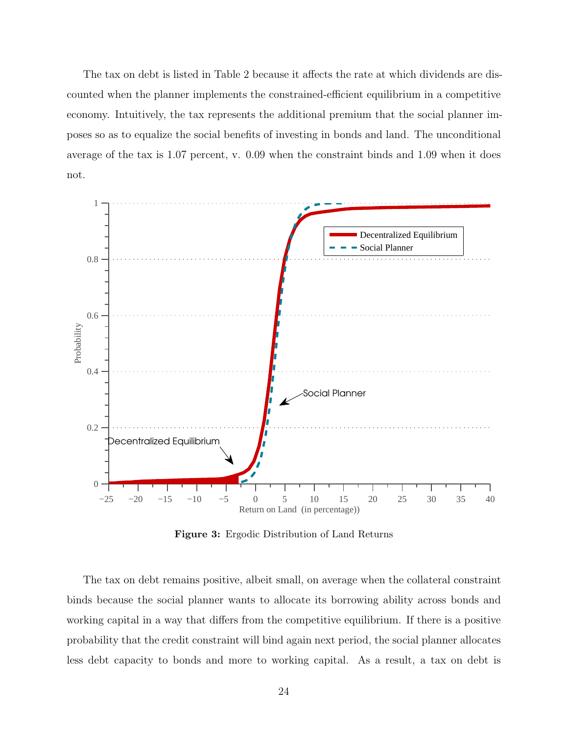The tax on debt is listed in Table 2 because it affects the rate at which dividends are discounted when the planner implements the constrained-efficient equilibrium in a competitive economy. Intuitively, the tax represents the additional premium that the social planner imposes so as to equalize the social benefits of investing in bonds and land. The unconditional average of the tax is 1.07 percent, v. 0.09 when the constraint binds and 1.09 when it does not.

**Figure 3:** Ergodic Distribution of Land Returns

The tax on debt remains positive, albeit small, on average when the collateral constraint binds because the social planner wants to allocate its borrowing ability across bonds and working capital in a way that differs from the competitive equilibrium. If there is a positive probability that the credit constraint will bind again next period, the social planner allocates less debt capacity to bonds and more to working capital. As a result, a tax on debt is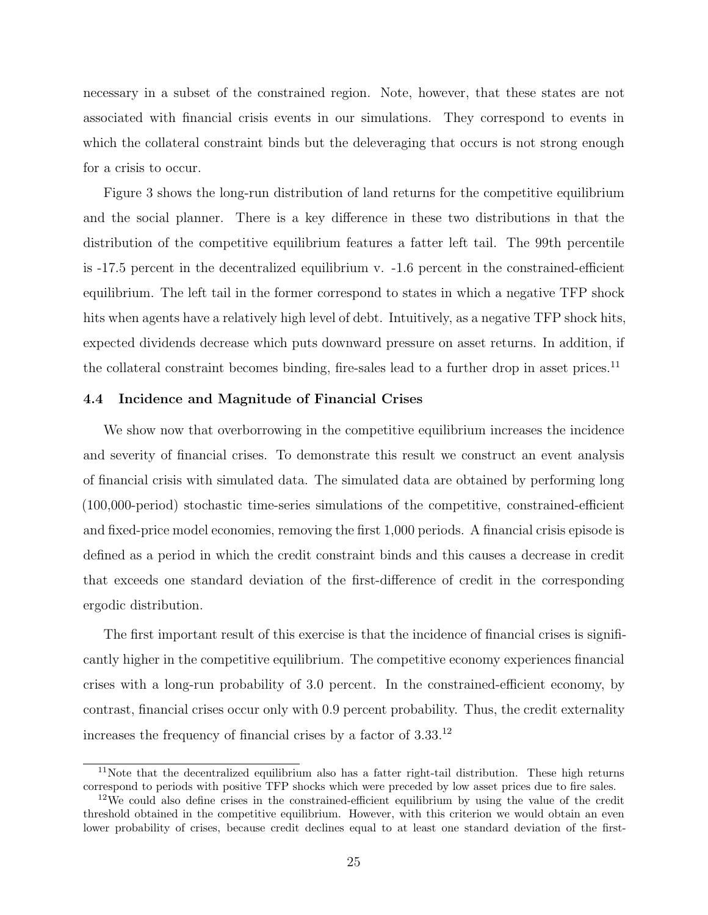necessary in a subset of the constrained region. Note, however, that these states are not associated with financial crisis events in our simulations. They correspond to events in which the collateral constraint binds but the deleveraging that occurs is not strong enough for a crisis to occur.

Figure 3 shows the long-run distribution of land returns for the competitive equilibrium and the social planner. There is a key difference in these two distributions in that the distribution of the competitive equilibrium features a fatter left tail. The 99th percentile is -17.5 percent in the decentralized equilibrium v. -1.6 percent in the constrained-efficient equilibrium. The left tail in the former correspond to states in which a negative TFP shock hits when agents have a relatively high level of debt. Intuitively, as a negative TFP shock hits, expected dividends decrease which puts downward pressure on asset returns. In addition, if the collateral constraint becomes binding, fire-sales lead to a further drop in asset prices.[11]

### 4.4 Incidence and Magnitude of Financial Crises

We show now that overborrowing in the competitive equilibrium increases the incidence and severity of financial crises. To demonstrate this result we construct an event analysis of financial crisis with simulated data. The simulated data are obtained by performing long (100,000-period) stochastic time-series simulations of the competitive, constrained-efficient and fixed-price model economies, removing the first 1,000 periods. A financial crisis episode is defined as a period in which the credit constraint binds and this causes a decrease in credit that exceeds one standard deviation of the first-difference of credit in the corresponding ergodic distribution.

The first important result of this exercise is that the incidence of financial crises is significantly higher in the competitive equilibrium. The competitive economy experiences financial crises with a long-run probability of 3.0 percent. In the constrained-efficient economy, by contrast, financial crises occur only with 0.9 percent probability. Thus, the credit externality increases the frequency of financial crises by a factor of 3.33.[12]

[11] Note that the decentralized equilibrium also has a fatter right-tail distribution. These high returns correspond to periods with positive TFP shocks which were preceded by low asset prices due to fire sales.

[12] We could also define crises in the constrained-efficient equilibrium by using the value of the credit threshold obtained in the competitive equilibrium. However, with this criterion we would obtain an even lower probability of crises, because credit declines equal to at least one standard deviation of the first-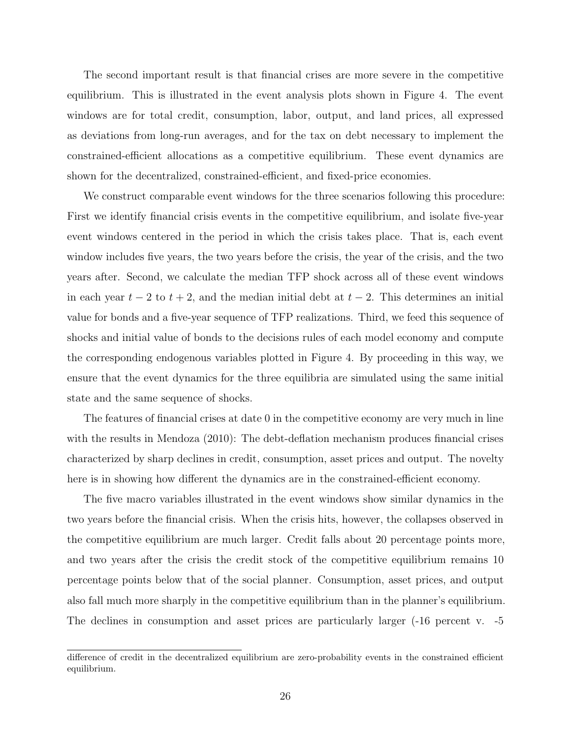The second important result is that financial crises are more severe in the competitive equilibrium. This is illustrated in the event analysis plots shown in Figure 4. The event windows are for total credit, consumption, labor, output, and land prices, all expressed as deviations from long-run averages, and for the tax on debt necessary to implement the constrained-efficient allocations as a competitive equilibrium. These event dynamics are shown for the decentralized, constrained-efficient, and fixed-price economies.

We construct comparable event windows for the three scenarios following this procedure: First we identify financial crisis events in the competitive equilibrium, and isolate five-year event windows centered in the period in which the crisis takes place. That is, each event window includes five years, the two years before the crisis, the year of the crisis, and the two years after. Second, we calculate the median TFP shock across all of these event windows in each year $t-2$ to $t+2$, and the median initial debt at $t-2$. This determines an initial value for bonds and a five-year sequence of TFP realizations. Third, we feed this sequence of shocks and initial value of bonds to the decisions rules of each model economy and compute the corresponding endogenous variables plotted in Figure 4. By proceeding in this way, we ensure that the event dynamics for the three equilibria are simulated using the same initial state and the same sequence of shocks.

The features of financial crises at date 0 in the competitive economy are very much in line with the results in Mendoza (2010): The debt-deflation mechanism produces financial crises characterized by sharp declines in credit, consumption, asset prices and output. The novelty here is in showing how different the dynamics are in the constrained-efficient economy.

The five macro variables illustrated in the event windows show similar dynamics in the two years before the financial crisis. When the crisis hits, however, the collapses observed in the competitive equilibrium are much larger. Credit falls about 20 percentage points more, and two years after the crisis the credit stock of the competitive equilibrium remains 10 percentage points below that of the social planner. Consumption, asset prices, and output also fall much more sharply in the competitive equilibrium than in the planner's equilibrium. The declines in consumption and asset prices are particularly larger (-16 percent v. -5

difference of credit in the decentralized equilibrium are zero-probability events in the constrained efficient equilibrium.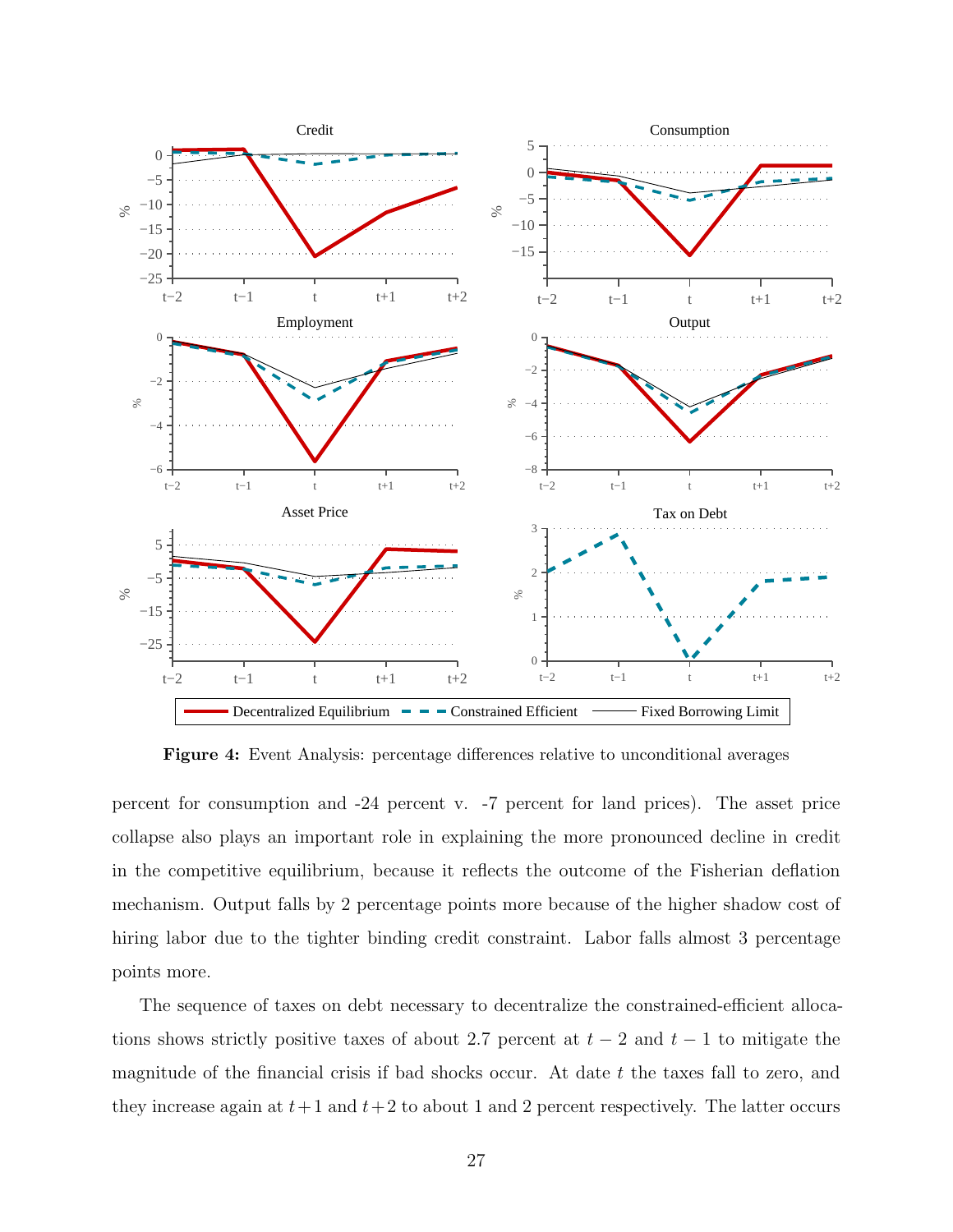**Figure 4:** Event Analysis: percentage differences relative to unconditional averages

percent for consumption and -24 percent v. -7 percent for land prices). The asset price collapse also plays an important role in explaining the more pronounced decline in credit in the competitive equilibrium, because it reflects the outcome of the Fisherian deflation mechanism. Output falls by 2 percentage points more because of the higher shadow cost of hiring labor due to the tighter binding credit constraint. Labor falls almost 3 percentage points more.

The sequence of taxes on debt necessary to decentralize the constrained-efficient allocations shows strictly positive taxes of about 2.7 percent at $t-2$ and $t-1$ to mitigate the magnitude of the financial crisis if bad shocks occur. At date $t$ the taxes fall to zero, and they increase again at $t+1$ and $t+2$ to about 1 and 2 percent respectively. The latter occurs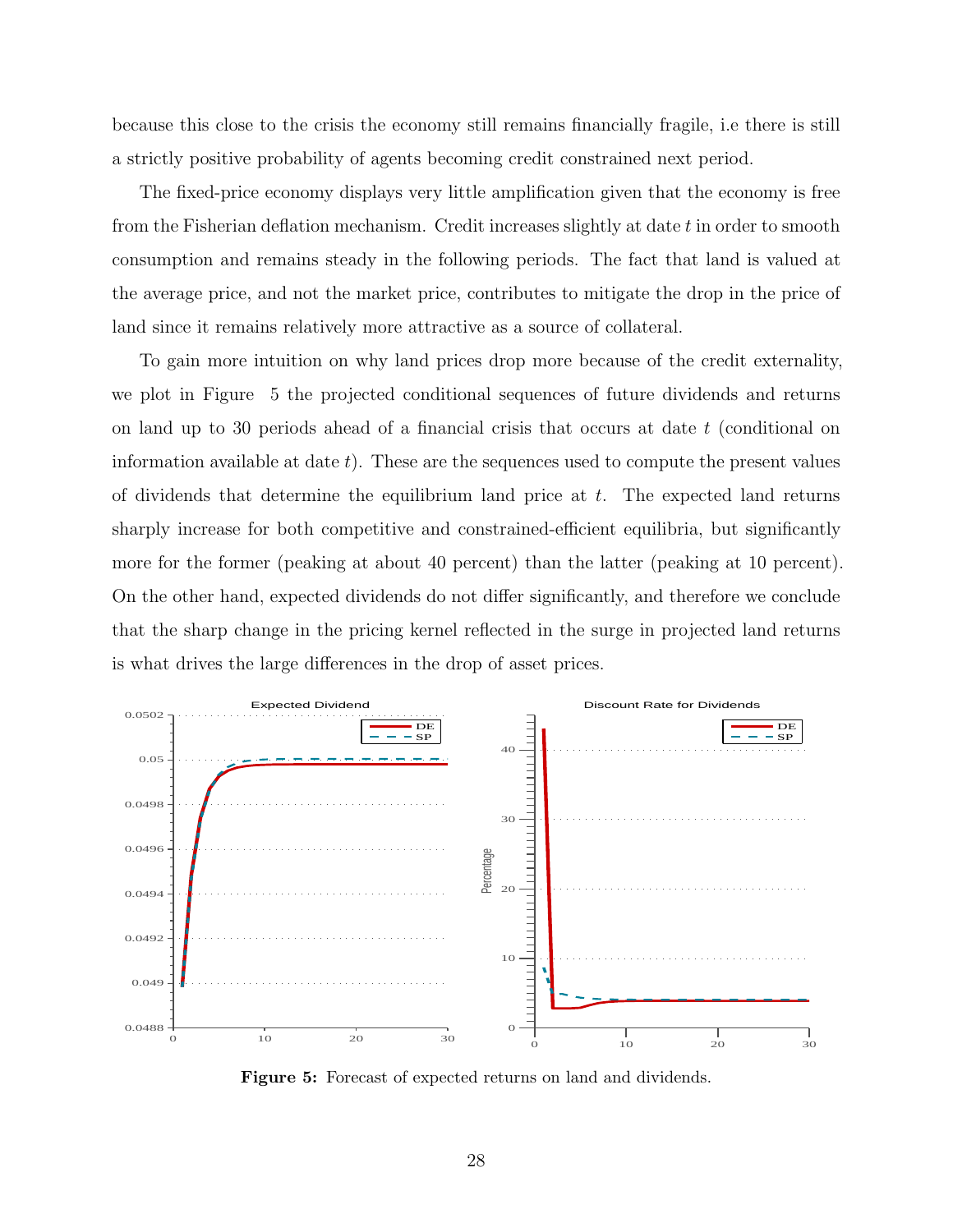because this close to the crisis the economy still remains financially fragile, i.e there is still a strictly positive probability of agents becoming credit constrained next period.

The fixed-price economy displays very little amplification given that the economy is free from the Fisherian deflation mechanism. Credit increases slightly at date $t$ in order to smooth consumption and remains steady in the following periods. The fact that land is valued at the average price, and not the market price, contributes to mitigate the drop in the price of land since it remains relatively more attractive as a source of collateral.

To gain more intuition on why land prices drop more because of the credit externality, we plot in Figure 5 the projected conditional sequences of future dividends and returns on land up to 30 periods ahead of a financial crisis that occurs at date $t$ (conditional on information available at date $t$). These are the sequences used to compute the present values of dividends that determine the equilibrium land price at $t$. The expected land returns sharply increase for both competitive and constrained-efficient equilibria, but significantly more for the former (peaking at about 40 percent) than the latter (peaking at 10 percent). On the other hand, expected dividends do not differ significantly, and therefore we conclude that the sharp change in the pricing kernel reflected in the surge in projected land returns is what drives the large differences in the drop of asset prices.

**Figure 5:** Forecast of expected returns on land and dividends.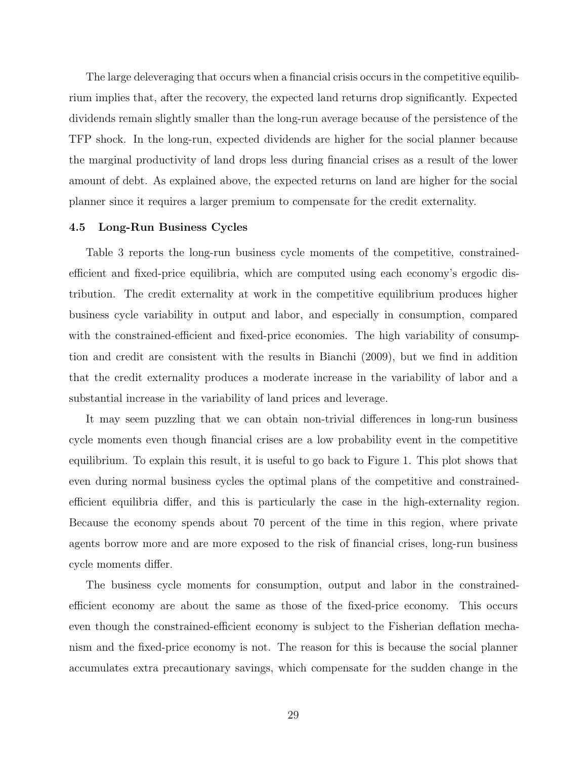The large deleveraging that occurs when a financial crisis occurs in the competitive equilibrium implies that, after the recovery, the expected land returns drop significantly. Expected dividends remain slightly smaller than the long-run average because of the persistence of the TFP shock. In the long-run, expected dividends are higher for the social planner because the marginal productivity of land drops less during financial crises as a result of the lower amount of debt. As explained above, the expected returns on land are higher for the social planner since it requires a larger premium to compensate for the credit externality.

### 4.5 Long-Run Business Cycles

Table 3 reports the long-run business cycle moments of the competitive, constrained-efficient and fixed-price equilibria, which are computed using each economy's ergodic distribution. The credit externality at work in the competitive equilibrium produces higher business cycle variability in output and labor, and especially in consumption, compared with the constrained-efficient and fixed-price economies. The high variability of consumption and credit are consistent with the results in Bianchi (2009), but we find in addition that the credit externality produces a moderate increase in the variability of labor and a substantial increase in the variability of land prices and leverage.

It may seem puzzling that we can obtain non-trivial differences in long-run business cycle moments even though financial crises are a low probability event in the competitive equilibrium. To explain this result, it is useful to go back to Figure 1. This plot shows that even during normal business cycles the optimal plans of the competitive and constrained-efficient equilibria differ, and this is particularly the case in the high-externality region. Because the economy spends about 70 percent of the time in this region, where private agents borrow more and are more exposed to the risk of financial crises, long-run business cycle moments differ.

The business cycle moments for consumption, output and labor in the constrained-efficient economy are about the same as those of the fixed-price economy. This occurs even though the constrained-efficient economy is subject to the Fisherian deflation mechanism and the fixed-price economy is not. The reason for this is because the social planner accumulates extra precautionary savings, which compensate for the sudden change in the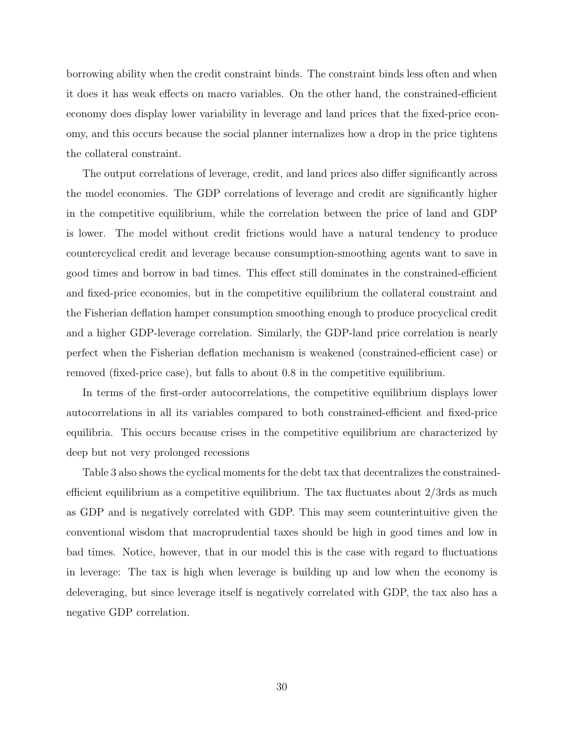borrowing ability when the credit constraint binds. The constraint binds less often and when it does it has weak effects on macro variables. On the other hand, the constrained-efficient economy does display lower variability in leverage and land prices that the fixed-price economy, and this occurs because the social planner internalizes how a drop in the price tightens the collateral constraint.

The output correlations of leverage, credit, and land prices also differ significantly across the model economies. The GDP correlations of leverage and credit are significantly higher in the competitive equilibrium, while the correlation between the price of land and GDP is lower. The model without credit frictions would have a natural tendency to produce countercyclical credit and leverage because consumption-smoothing agents want to save in good times and borrow in bad times. This effect still dominates in the constrained-efficient and fixed-price economies, but in the competitive equilibrium the collateral constraint and the Fisherian deflation hamper consumption smoothing enough to produce procyclical credit and a higher GDP-leverage correlation. Similarly, the GDP-land price correlation is nearly perfect when the Fisherian deflation mechanism is weakened (constrained-efficient case) or removed (fixed-price case), but falls to about 0.8 in the competitive equilibrium.

In terms of the first-order autocorrelations, the competitive equilibrium displays lower autocorrelations in all its variables compared to both constrained-efficient and fixed-price equilibria. This occurs because crises in the competitive equilibrium are characterized by deep but not very prolonged recessions

Table 3 also shows the cyclical moments for the debt tax that decentralizes the constrained-efficient equilibrium as a competitive equilibrium. The tax fluctuates about 2/3rds as much as GDP and is negatively correlated with GDP. This may seem counterintuitive given the conventional wisdom that macroprudential taxes should be high in good times and low in bad times. Notice, however, that in our model this is the case with regard to fluctuations in leverage: The tax is high when leverage is building up and low when the economy is deleveraging, but since leverage itself is negatively correlated with GDP, the tax also has a negative GDP correlation.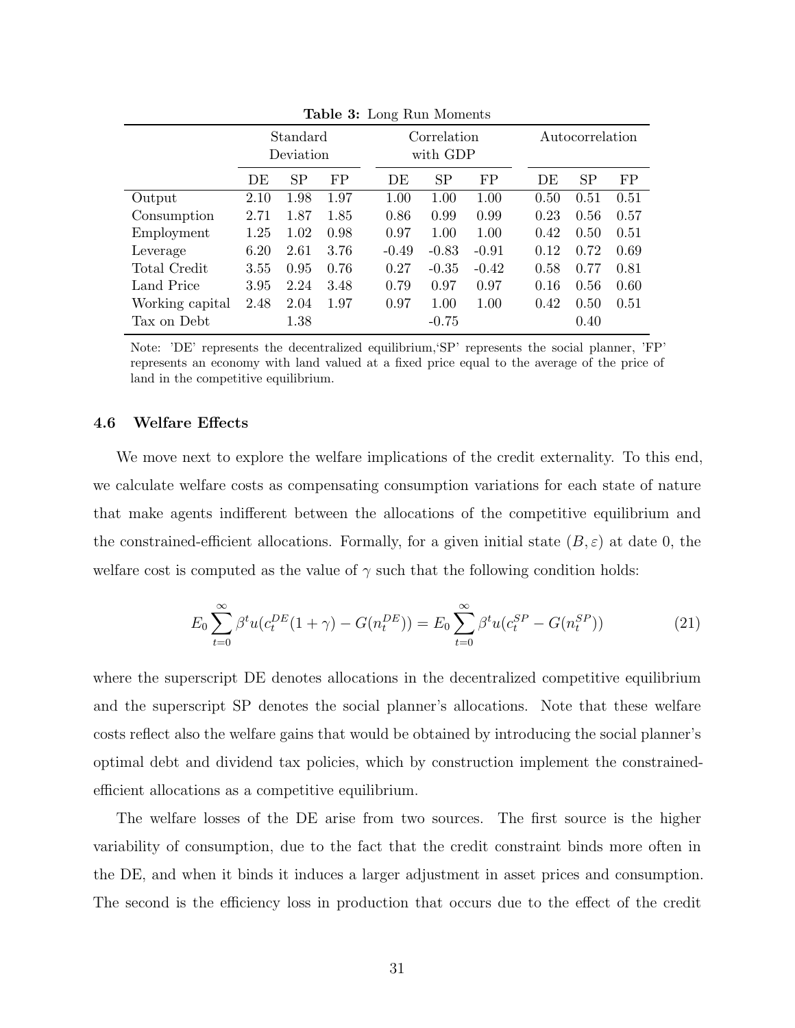**Table 3:** Long Run Moments

| | Standard Deviation | | | Correlation with GDP | | | Autocorrelation | | |
|---|---|---|---|---|---|---|---|---|---|
| | DE | SP | FP | DE | SP | FP | DE | SP | FP |
| Output | 2.10 | 1.98 | 1.97 | 1.00 | 1.00 | 1.00 | 0.50 | 0.51 | 0.51 |
| Consumption | 2.71 | 1.87 | 1.85 | 0.86 | 0.99 | 0.99 | 0.23 | 0.56 | 0.57 |
| Employment | 1.25 | 1.02 | 0.98 | 0.97 | 1.00 | 1.00 | 0.42 | 0.50 | 0.51 |
| Leverage | 6.20 | 2.61 | 3.76 | -0.49 | -0.83 | -0.91 | 0.12 | 0.72 | 0.69 |
| Total Credit | 3.55 | 0.95 | 0.76 | 0.27 | -0.35 | -0.42 | 0.58 | 0.77 | 0.81 |
| Land Price | 3.95 | 2.24 | 3.48 | 0.79 | 0.97 | 0.97 | 0.16 | 0.56 | 0.60 |
| Working capital | 2.48 | 2.04 | 1.97 | 0.97 | 1.00 | 1.00 | 0.42 | 0.50 | 0.51 |
| Tax on Debt | | 1.38 | | | -0.75 | | | 0.40 | |

Note: 'DE' represents the decentralized equilibrium,'SP' represents the social planner, 'FP' represents an economy with land valued at a fixed price equal to the average of the price of land in the competitive equilibrium.

### 4.6 Welfare Effects

We move next to explore the welfare implications of the credit externality. To this end, we calculate welfare costs as compensating consumption variations for each state of nature that make agents indifferent between the allocations of the competitive equilibrium and the constrained-efficient allocations. Formally, for a given initial state $(B, \varepsilon)$ at date 0, the welfare cost is computed as the value of $\gamma$ such that the following condition holds:

$$E_0 \sum_{t=0}^{\infty} \beta^t u(c_t^{DE}(1+\gamma) - G(n_t^{DE})) = E_0 \sum_{t=0}^{\infty} \beta^t u(c_t^{SP} - G(n_t^{SP})) \tag{21}$$

where the superscript DE denotes allocations in the decentralized competitive equilibrium and the superscript SP denotes the social planner's allocations. Note that these welfare costs reflect also the welfare gains that would be obtained by introducing the social planner's optimal debt and dividend tax policies, which by construction implement the constrained-efficient allocations as a competitive equilibrium.

The welfare losses of the DE arise from two sources. The first source is the higher variability of consumption, due to the fact that the credit constraint binds more often in the DE, and when it binds it induces a larger adjustment in asset prices and consumption. The second is the efficiency loss in production that occurs due to the effect of the credit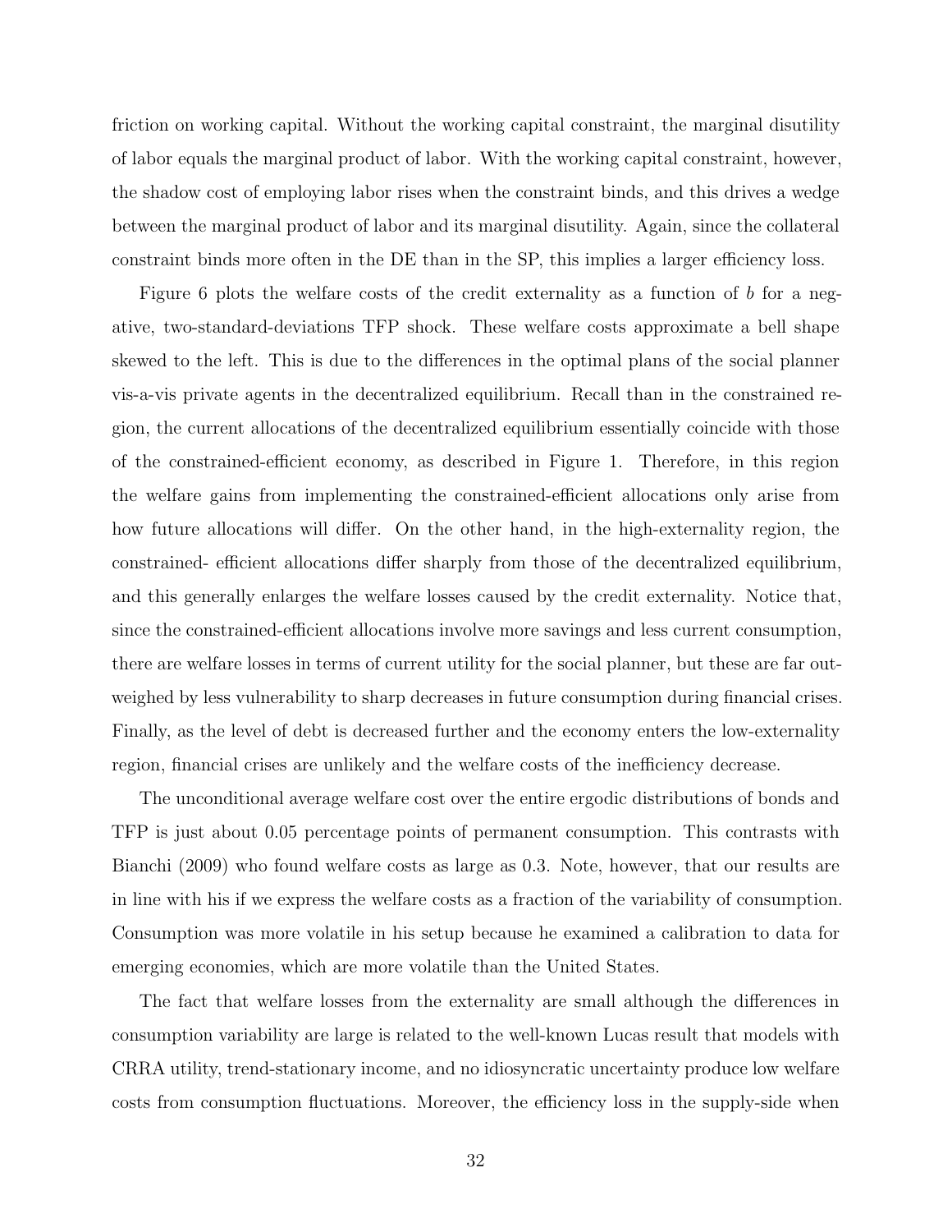friction on working capital. Without the working capital constraint, the marginal disutility of labor equals the marginal product of labor. With the working capital constraint, however, the shadow cost of employing labor rises when the constraint binds, and this drives a wedge between the marginal product of labor and its marginal disutility. Again, since the collateral constraint binds more often in the DE than in the SP, this implies a larger efficiency loss.

Figure 6 plots the welfare costs of the credit externality as a function of $b$ for a negative, two-standard-deviations TFP shock. These welfare costs approximate a bell shape skewed to the left. This is due to the differences in the optimal plans of the social planner vis-a-vis private agents in the decentralized equilibrium. Recall than in the constrained region, the current allocations of the decentralized equilibrium essentially coincide with those of the constrained-efficient economy, as described in Figure 1. Therefore, in this region the welfare gains from implementing the constrained-efficient allocations only arise from how future allocations will differ. On the other hand, in the high-externality region, the constrained- efficient allocations differ sharply from those of the decentralized equilibrium, and this generally enlarges the welfare losses caused by the credit externality. Notice that, since the constrained-efficient allocations involve more savings and less current consumption, there are welfare losses in terms of current utility for the social planner, but these are far outweighed by less vulnerability to sharp decreases in future consumption during financial crises. Finally, as the level of debt is decreased further and the economy enters the low-externality region, financial crises are unlikely and the welfare costs of the inefficiency decrease.

The unconditional average welfare cost over the entire ergodic distributions of bonds and TFP is just about 0.05 percentage points of permanent consumption. This contrasts with Bianchi (2009) who found welfare costs as large as 0.3. Note, however, that our results are in line with his if we express the welfare costs as a fraction of the variability of consumption. Consumption was more volatile in his setup because he examined a calibration to data for emerging economies, which are more volatile than the United States.

The fact that welfare losses from the externality are small although the differences in consumption variability are large is related to the well-known Lucas result that models with CRRA utility, trend-stationary income, and no idiosyncratic uncertainty produce low welfare costs from consumption fluctuations. Moreover, the efficiency loss in the supply-side when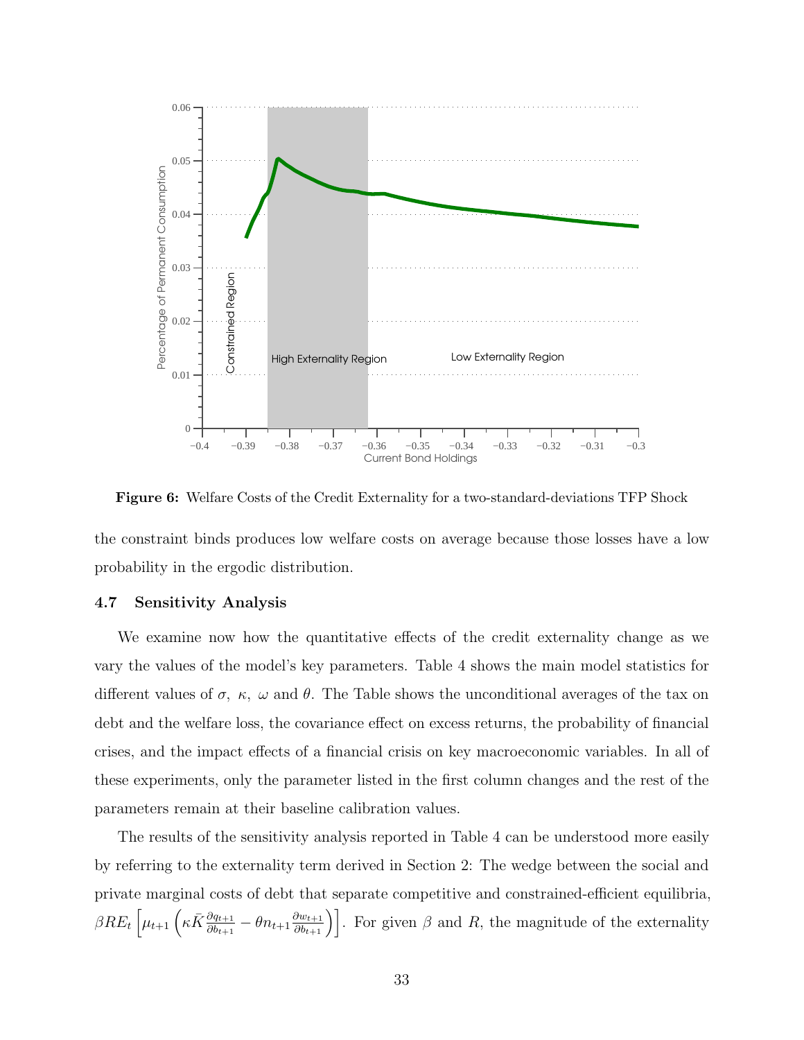**Figure 6:** Welfare Costs of the Credit Externality for a two-standard-deviations TFP Shock

the constraint binds produces low welfare costs on average because those losses have a low probability in the ergodic distribution.

### 4.7 Sensitivity Analysis

We examine now how the quantitative effects of the credit externality change as we vary the values of the model's key parameters. Table 4 shows the main model statistics for different values of $\sigma$, $\kappa$, $\omega$ and $\theta$. The Table shows the unconditional averages of the tax on debt and the welfare loss, the covariance effect on excess returns, the probability of financial crises, and the impact effects of a financial crisis on key macroeconomic variables. In all of these experiments, only the parameter listed in the first column changes and the rest of the parameters remain at their baseline calibration values.

The results of the sensitivity analysis reported in Table 4 can be understood more easily by referring to the externality term derived in Section 2: The wedge between the social and private marginal costs of debt that separate competitive and constrained-efficient equilibria, $\beta R E_t \left[ \mu_{t+1} \left( \kappa \bar{K} \frac{\partial q_{t+1}}{\partial b_{t+1}} - \theta n_{t+1} \frac{\partial w_{t+1}}{\partial b_{t+1}} \right) \right]$. For given $\beta$ and $R$, the magnitude of the externality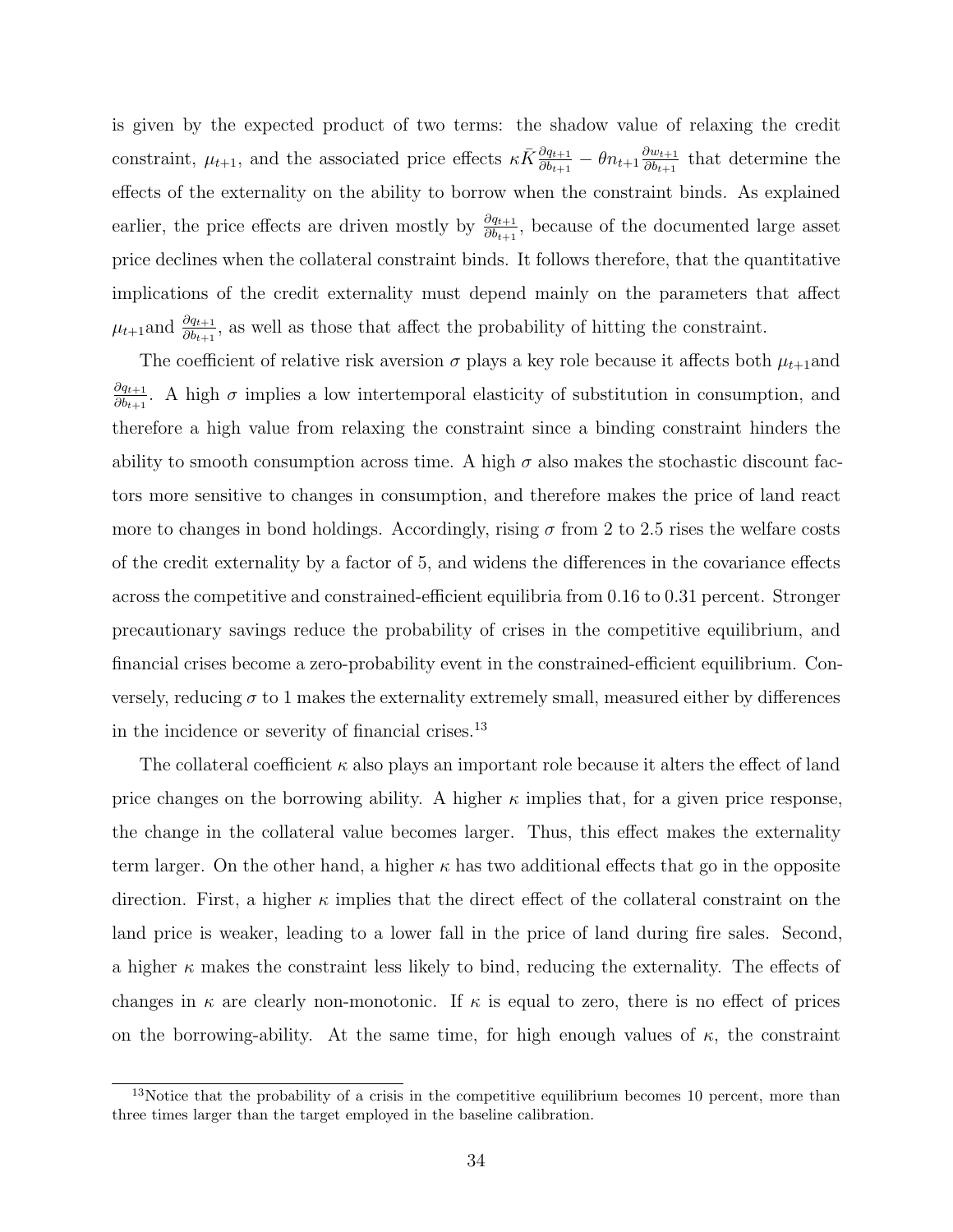is given by the expected product of two terms: the shadow value of relaxing the credit constraint, $\mu_{t+1}$, and the associated price effects $\kappa \bar{K} \frac{\partial q_{t+1}}{\partial b_{t+1}} - \theta n_{t+1} \frac{\partial w_{t+1}}{\partial b_{t+1}}$ that determine the effects of the externality on the ability to borrow when the constraint binds. As explained earlier, the price effects are driven mostly by $\frac{\partial q_{t+1}}{\partial b_{t+1}}$, because of the documented large asset price declines when the collateral constraint binds. It follows therefore, that the quantitative implications of the credit externality must depend mainly on the parameters that affect $\mu_{t+1}$and $\frac{\partial q_{t+1}}{\partial b_{t+1}}$, as well as those that affect the probability of hitting the constraint.

The coefficient of relative risk aversion $\sigma$ plays a key role because it affects both $\mu_{t+1}$and $\frac{\partial q_{t+1}}{\partial b_{t+1}}$. A high $\sigma$ implies a low intertemporal elasticity of substitution in consumption, and therefore a high value from relaxing the constraint since a binding constraint hinders the ability to smooth consumption across time. A high $\sigma$ also makes the stochastic discount factors more sensitive to changes in consumption, and therefore makes the price of land react more to changes in bond holdings. Accordingly, rising $\sigma$ from 2 to 2.5 rises the welfare costs of the credit externality by a factor of 5, and widens the differences in the covariance effects across the competitive and constrained-efficient equilibria from 0.16 to 0.31 percent. Stronger precautionary savings reduce the probability of crises in the competitive equilibrium, and financial crises become a zero-probability event in the constrained-efficient equilibrium. Conversely, reducing $\sigma$ to 1 makes the externality extremely small, measured either by differences in the incidence or severity of financial crises.[13]

The collateral coefficient $\kappa$ also plays an important role because it alters the effect of land price changes on the borrowing ability. A higher $\kappa$ implies that, for a given price response, the change in the collateral value becomes larger. Thus, this effect makes the externality term larger. On the other hand, a higher $\kappa$ has two additional effects that go in the opposite direction. First, a higher $\kappa$ implies that the direct effect of the collateral constraint on the land price is weaker, leading to a lower fall in the price of land during fire sales. Second, a higher $\kappa$ makes the constraint less likely to bind, reducing the externality. The effects of changes in $\kappa$ are clearly non-monotonic. If $\kappa$ is equal to zero, there is no effect of prices on the borrowing-ability. At the same time, for high enough values of $\kappa$, the constraint

[13] Notice that the probability of a crisis in the competitive equilibrium becomes 10 percent, more than three times larger than the target employed in the baseline calibration.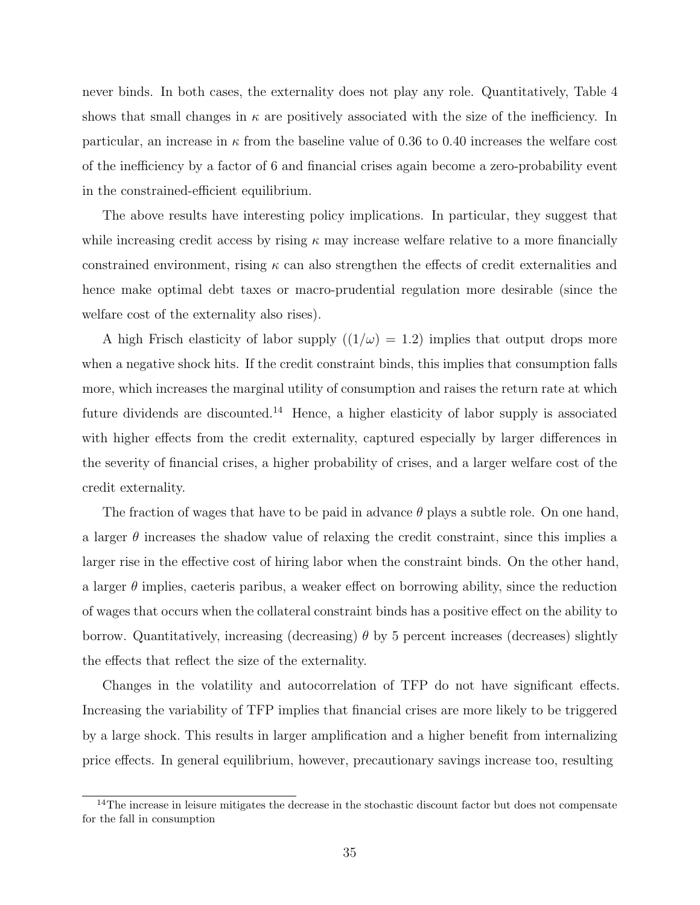never binds. In both cases, the externality does not play any role. Quantitatively, Table 4 shows that small changes in $\kappa$ are positively associated with the size of the inefficiency. In particular, an increase in $\kappa$ from the baseline value of 0.36 to 0.40 increases the welfare cost of the inefficiency by a factor of 6 and financial crises again become a zero-probability event in the constrained-efficient equilibrium.

The above results have interesting policy implications. In particular, they suggest that while increasing credit access by rising $\kappa$ may increase welfare relative to a more financially constrained environment, rising $\kappa$ can also strengthen the effects of credit externalities and hence make optimal debt taxes or macro-prudential regulation more desirable (since the welfare cost of the externality also rises).

A high Frisch elasticity of labor supply ($(1/\omega) = 1.2$) implies that output drops more when a negative shock hits. If the credit constraint binds, this implies that consumption falls more, which increases the marginal utility of consumption and raises the return rate at which future dividends are discounted.[14] Hence, a higher elasticity of labor supply is associated with higher effects from the credit externality, captured especially by larger differences in the severity of financial crises, a higher probability of crises, and a larger welfare cost of the credit externality.

The fraction of wages that have to be paid in advance $\theta$ plays a subtle role. On one hand, a larger $\theta$ increases the shadow value of relaxing the credit constraint, since this implies a larger rise in the effective cost of hiring labor when the constraint binds. On the other hand, a larger $\theta$ implies, caeteris paribus, a weaker effect on borrowing ability, since the reduction of wages that occurs when the collateral constraint binds has a positive effect on the ability to borrow. Quantitatively, increasing (decreasing) $\theta$ by 5 percent increases (decreases) slightly the effects that reflect the size of the externality.

Changes in the volatility and autocorrelation of TFP do not have significant effects. Increasing the variability of TFP implies that financial crises are more likely to be triggered by a large shock. This results in larger amplification and a higher benefit from internalizing price effects. In general equilibrium, however, precautionary savings increase too, resulting

[14]The increase in leisure mitigates the decrease in the stochastic discount factor but does not compensate for the fall in consumption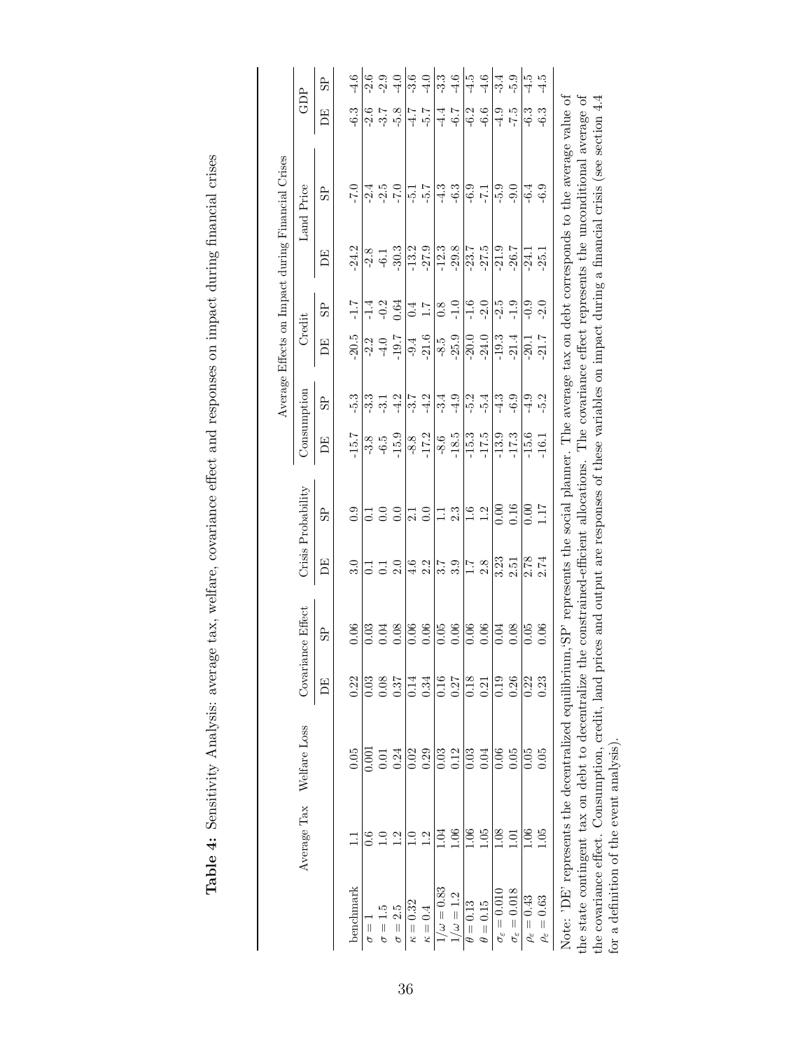**Table 4:** Sensitivity Analysis: average tax, welfare, covariance effect and responses on impact during financial crises

| | Average Tax | Welfare Loss | Covariance Effect | | Crisis Probability | | Average Effects on Impact during Financial Crises | | | | | | | |
|---|---|---|---|---|---|---|---|---|---|---|---|---|---|---|
| | | | | | | | Consumption | | Credit | | Land Price | | GDP | |
| | | | DE | SP | DE | SP | DE | SP | DE | SP | DE | SP | DE | SP |
| benchmark | 1.1 | 0.05 | 0.22 | 0.06 | 3.0 | 0.9 | -15.7 | -5.3 | -20.5 | -1.7 | -24.2 | -7.0 | -6.3 | -4.6 |
| $\sigma = 1$ | 0.6 | 0.001 | 0.03 | 0.03 | 0.1 | 0.1 | -3.8 | -3.3 | -2.2 | -1.4 | -2.8 | -2.4 | -2.6 | -2.6 |
| $\sigma = 1.5$ | 1.0 | 0.01 | 0.08 | 0.04 | 0.1 | 0.0 | -6.5 | -3.1 | -4.0 | -0.2 | -6.1 | -2.5 | -3.7 | -2.9 |
| $\sigma = 2.5$ | 1.2 | 0.24 | 0.37 | 0.08 | 2.0 | 0.0 | -15.9 | -4.2 | -19.7 | 0.64 | -30.3 | -7.0 | -5.8 | -4.0 |
| $\kappa = 0.32$ | 1.0 | 0.02 | 0.14 | 0.06 | 4.6 | 2.1 | -8.8 | -3.7 | -9.4 | 0.4 | -13.2 | -5.1 | -4.7 | -3.6 |
| $\kappa = 0.4$ | 1.2 | 0.29 | 0.34 | 0.06 | 2.2 | 0.0 | -17.2 | -4.2 | -21.6 | 1.7 | -27.9 | -5.7 | -5.7 | -4.0 |
| $1/\omega = 0.83$ | 1.04 | 0.03 | 0.16 | 0.05 | 3.7 | 1.1 | -8.6 | -3.4 | -8.5 | 0.8 | -12.3 | -4.3 | -4.4 | -3.3 |
| $1/\omega = 1.2$ | 1.06 | 0.12 | 0.27 | 0.06 | 3.9 | 2.3 | -18.5 | -4.9 | -25.9 | -1.0 | -29.8 | -6.3 | -6.7 | -4.6 |
| $\theta = 0.13$ | 1.06 | 0.03 | 0.18 | 0.06 | 1.7 | 1.6 | -15.3 | -5.2 | -20.0 | -1.6 | -23.7 | -6.9 | -6.2 | -4.5 |
| $\theta = 0.15$ | 1.05 | 0.04 | 0.21 | 0.06 | 2.8 | 1.2 | -17.5 | -5.4 | -24.0 | -2.0 | -27.5 | -7.1 | -6.6 | -4.6 |
| $\sigma_\varepsilon = 0.010$ | 1.08 | 0.06 | 0.19 | 0.04 | 3.23 | 0.00 | -13.9 | -4.3 | -19.3 | -2.5 | -21.9 | -5.9 | -4.9 | -3.4 |
| $\sigma_\varepsilon = 0.018$ | 1.01 | 0.05 | 0.26 | 0.08 | 2.51 | 0.16 | -17.3 | -6.9 | -21.4 | -1.9 | -26.7 | -9.0 | -7.5 | -5.9 |
| $\rho_\varepsilon = 0.43$ | 1.06 | 0.05 | 0.22 | 0.05 | 2.78 | 0.00 | -15.6 | -4.9 | -20.1 | -0.9 | -24.1 | -6.4 | -6.3 | -4.5 |
| $\rho_\varepsilon = 0.63$ | 1.05 | 0.05 | 0.23 | 0.06 | 2.74 | 1.17 | -16.1 | -5.2 | -21.7 | -2.0 | -25.1 | -6.9 | -6.3 | -4.5 |

Note: 'DE' represents the decentralized equilibrium,'SP' represents the social planner. The average tax on debt corresponds to the average value of the state contingent tax on debt to decentralize the constrained-efficient allocations. The covariance effect represents the unconditional average of the covariance effect. Consumption, credit, land prices and output are responses of these variables on impact during a financial crisis (see section 4.4 for a definition of the event analysis).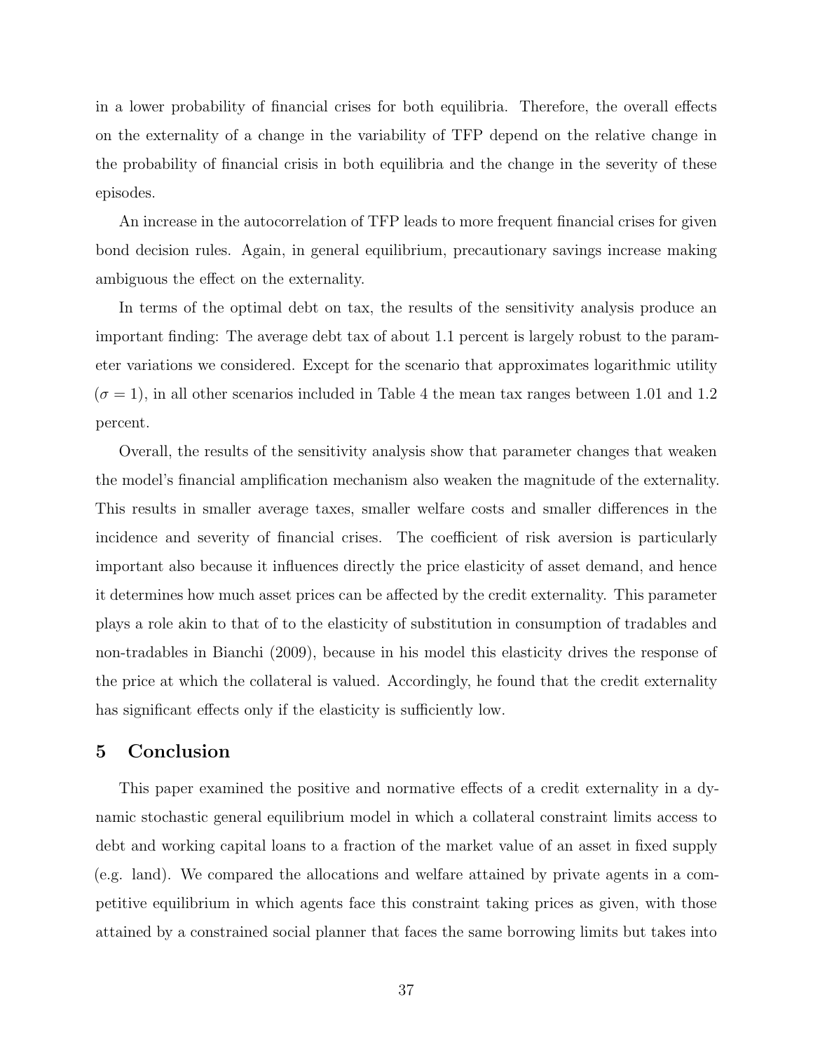in a lower probability of financial crises for both equilibria. Therefore, the overall effects on the externality of a change in the variability of TFP depend on the relative change in the probability of financial crisis in both equilibria and the change in the severity of these episodes.

An increase in the autocorrelation of TFP leads to more frequent financial crises for given bond decision rules. Again, in general equilibrium, precautionary savings increase making ambiguous the effect on the externality.

In terms of the optimal debt on tax, the results of the sensitivity analysis produce an important finding: The average debt tax of about 1.1 percent is largely robust to the parameter variations we considered. Except for the scenario that approximates logarithmic utility ($\sigma = 1$), in all other scenarios included in Table 4 the mean tax ranges between 1.01 and 1.2 percent.

Overall, the results of the sensitivity analysis show that parameter changes that weaken the model's financial amplification mechanism also weaken the magnitude of the externality. This results in smaller average taxes, smaller welfare costs and smaller differences in the incidence and severity of financial crises. The coefficient of risk aversion is particularly important also because it influences directly the price elasticity of asset demand, and hence it determines how much asset prices can be affected by the credit externality. This parameter plays a role akin to that of to the elasticity of substitution in consumption of tradables and non-tradables in Bianchi (2009), because in his model this elasticity drives the response of the price at which the collateral is valued. Accordingly, he found that the credit externality has significant effects only if the elasticity is sufficiently low.

## 5 Conclusion

This paper examined the positive and normative effects of a credit externality in a dynamic stochastic general equilibrium model in which a collateral constraint limits access to debt and working capital loans to a fraction of the market value of an asset in fixed supply (e.g. land). We compared the allocations and welfare attained by private agents in a competitive equilibrium in which agents face this constraint taking prices as given, with those attained by a constrained social planner that faces the same borrowing limits but takes into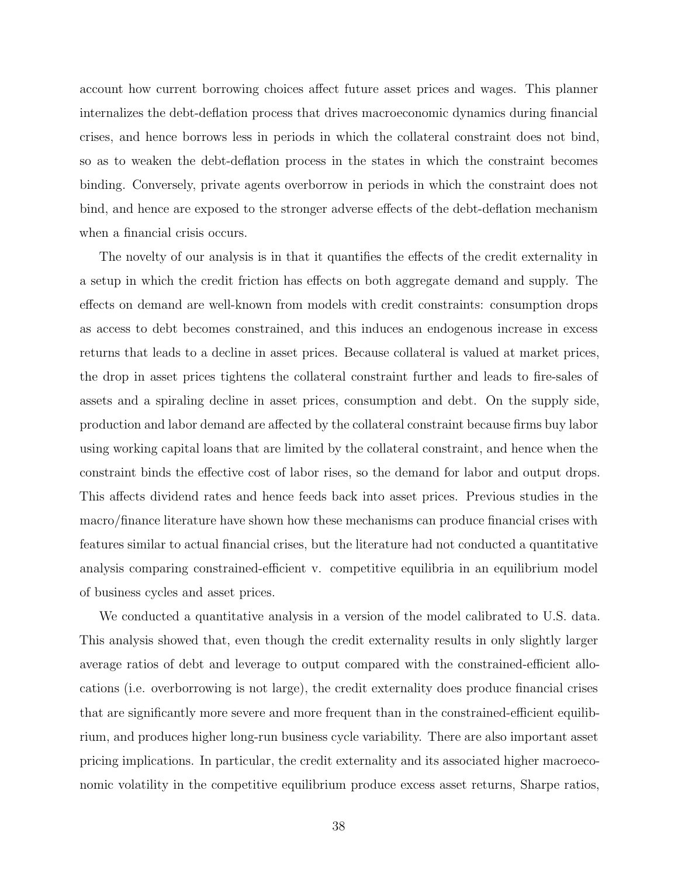account how current borrowing choices affect future asset prices and wages. This planner internalizes the debt-deflation process that drives macroeconomic dynamics during financial crises, and hence borrows less in periods in which the collateral constraint does not bind, so as to weaken the debt-deflation process in the states in which the constraint becomes binding. Conversely, private agents overborrow in periods in which the constraint does not bind, and hence are exposed to the stronger adverse effects of the debt-deflation mechanism when a financial crisis occurs.

The novelty of our analysis is in that it quantifies the effects of the credit externality in a setup in which the credit friction has effects on both aggregate demand and supply. The effects on demand are well-known from models with credit constraints: consumption drops as access to debt becomes constrained, and this induces an endogenous increase in excess returns that leads to a decline in asset prices. Because collateral is valued at market prices, the drop in asset prices tightens the collateral constraint further and leads to fire-sales of assets and a spiraling decline in asset prices, consumption and debt. On the supply side, production and labor demand are affected by the collateral constraint because firms buy labor using working capital loans that are limited by the collateral constraint, and hence when the constraint binds the effective cost of labor rises, so the demand for labor and output drops. This affects dividend rates and hence feeds back into asset prices. Previous studies in the macro/finance literature have shown how these mechanisms can produce financial crises with features similar to actual financial crises, but the literature had not conducted a quantitative analysis comparing constrained-efficient v. competitive equilibria in an equilibrium model of business cycles and asset prices.

We conducted a quantitative analysis in a version of the model calibrated to U.S. data. This analysis showed that, even though the credit externality results in only slightly larger average ratios of debt and leverage to output compared with the constrained-efficient allocations (i.e. overborrowing is not large), the credit externality does produce financial crises that are significantly more severe and more frequent than in the constrained-efficient equilibrium, and produces higher long-run business cycle variability. There are also important asset pricing implications. In particular, the credit externality and its associated higher macroeconomic volatility in the competitive equilibrium produce excess asset returns, Sharpe ratios,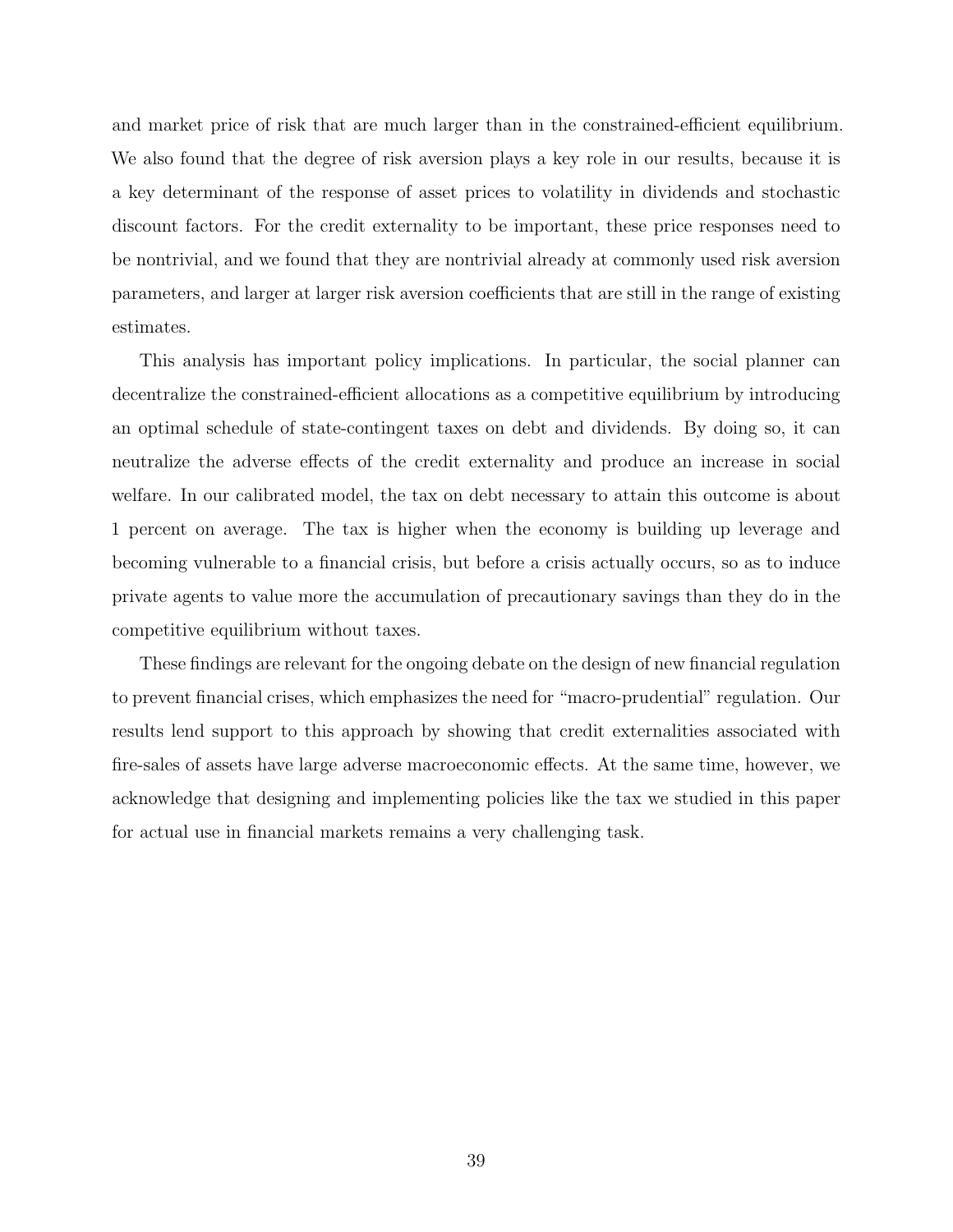and market price of risk that are much larger than in the constrained-efficient equilibrium. We also found that the degree of risk aversion plays a key role in our results, because it is a key determinant of the response of asset prices to volatility in dividends and stochastic discount factors. For the credit externality to be important, these price responses need to be nontrivial, and we found that they are nontrivial already at commonly used risk aversion parameters, and larger at larger risk aversion coefficients that are still in the range of existing estimates.

This analysis has important policy implications. In particular, the social planner can decentralize the constrained-efficient allocations as a competitive equilibrium by introducing an optimal schedule of state-contingent taxes on debt and dividends. By doing so, it can neutralize the adverse effects of the credit externality and produce an increase in social welfare. In our calibrated model, the tax on debt necessary to attain this outcome is about 1 percent on average. The tax is higher when the economy is building up leverage and becoming vulnerable to a financial crisis, but before a crisis actually occurs, so as to induce private agents to value more the accumulation of precautionary savings than they do in the competitive equilibrium without taxes.

These findings are relevant for the ongoing debate on the design of new financial regulation to prevent financial crises, which emphasizes the need for "macro-prudential" regulation. Our results lend support to this approach by showing that credit externalities associated with fire-sales of assets have large adverse macroeconomic effects. At the same time, however, we acknowledge that designing and implementing policies like the tax we studied in this paper for actual use in financial markets remains a very challenging task.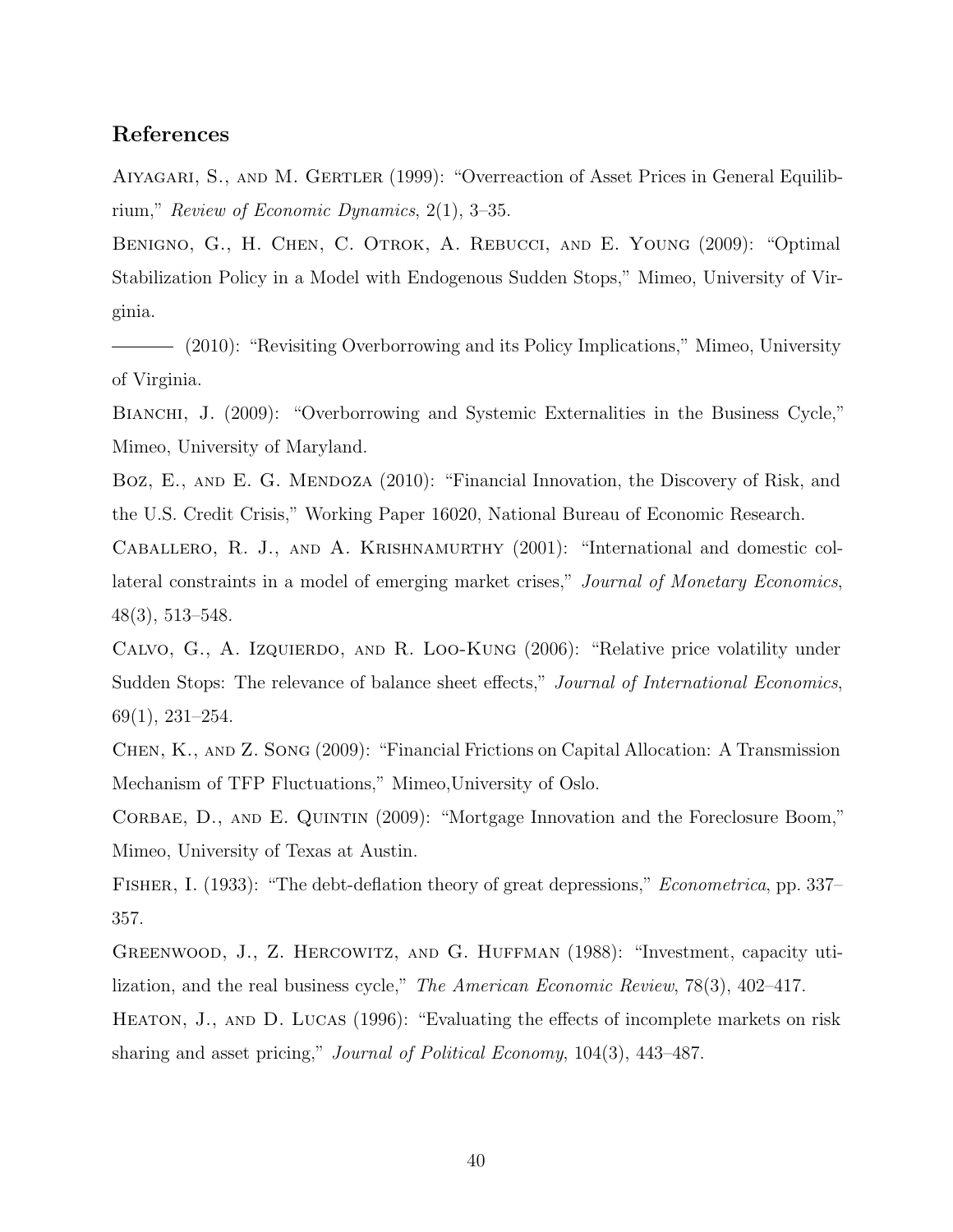## References

Aiyagari, S., and M. Gertler (1999): "Overreaction of Asset Prices in General Equilibrium," *Review of Economic Dynamics*, 2(1), 3–35.

Benigno, G., H. Chen, C. Otrok, A. Rebucci, and E. Young (2009): "Optimal Stabilization Policy in a Model with Endogenous Sudden Stops," Mimeo, University of Virginia.

——— (2010): "Revisiting Overborrowing and its Policy Implications," Mimeo, University of Virginia.

Bianchi, J. (2009): "Overborrowing and Systemic Externalities in the Business Cycle," Mimeo, University of Maryland.

Boz, E., and E. G. Mendoza (2010): "Financial Innovation, the Discovery of Risk, and the U.S. Credit Crisis," Working Paper 16020, National Bureau of Economic Research.

Caballero, R. J., and A. Krishnamurthy (2001): "International and domestic collateral constraints in a model of emerging market crises," *Journal of Monetary Economics*, 48(3), 513–548.

Calvo, G., A. Izquierdo, and R. Loo-Kung (2006): "Relative price volatility under Sudden Stops: The relevance of balance sheet effects," *Journal of International Economics*, 69(1), 231–254.

Chen, K., and Z. Song (2009): "Financial Frictions on Capital Allocation: A Transmission Mechanism of TFP Fluctuations," Mimeo,University of Oslo.

Corbae, D., and E. Quintin (2009): "Mortgage Innovation and the Foreclosure Boom," Mimeo, University of Texas at Austin.

Fisher, I. (1933): "The debt-deflation theory of great depressions," *Econometrica*, pp. 337–357.

Greenwood, J., Z. Hercowitz, and G. Huffman (1988): "Investment, capacity utilization, and the real business cycle," *The American Economic Review*, 78(3), 402–417.

Heaton, J., and D. Lucas (1996): "Evaluating the effects of incomplete markets on risk sharing and asset pricing," *Journal of Political Economy*, 104(3), 443–487.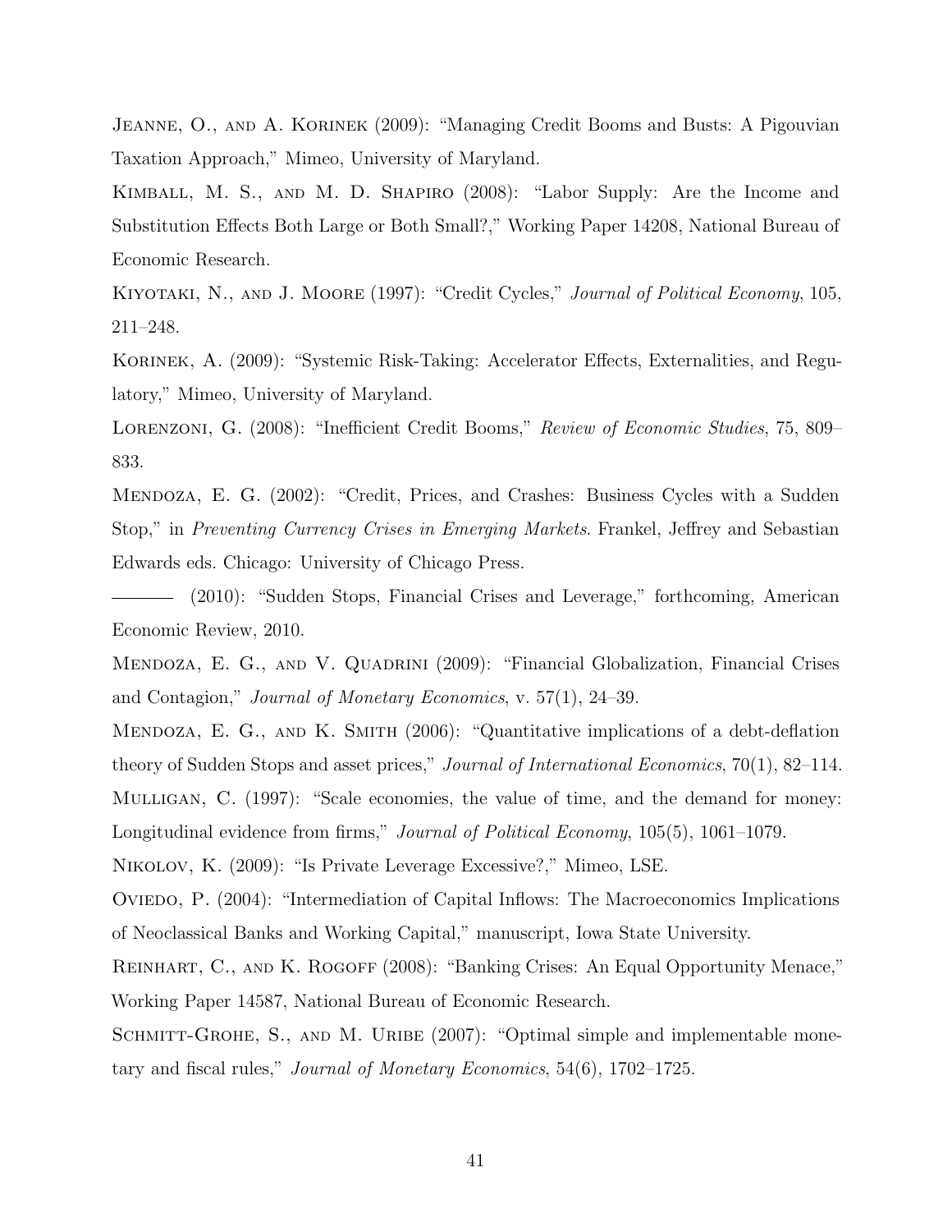Jeanne, O., and A. Korinek (2009): "Managing Credit Booms and Busts: A Pigouvian Taxation Approach," Mimeo, University of Maryland.

Kimball, M. S., and M. D. Shapiro (2008): "Labor Supply: Are the Income and Substitution Effects Both Large or Both Small?," Working Paper 14208, National Bureau of Economic Research.

Kiyotaki, N., and J. Moore (1997): "Credit Cycles," *Journal of Political Economy*, 105, 211–248.

Korinek, A. (2009): "Systemic Risk-Taking: Accelerator Effects, Externalities, and Regulatory," Mimeo, University of Maryland.

Lorenzoni, G. (2008): "Inefficient Credit Booms," *Review of Economic Studies*, 75, 809–833.

Mendoza, E. G. (2002): "Credit, Prices, and Crashes: Business Cycles with a Sudden Stop," in *Preventing Currency Crises in Emerging Markets*. Frankel, Jeffrey and Sebastian Edwards eds. Chicago: University of Chicago Press.

——— (2010): "Sudden Stops, Financial Crises and Leverage," forthcoming, American Economic Review, 2010.

Mendoza, E. G., and V. Quadrini (2009): "Financial Globalization, Financial Crises and Contagion," *Journal of Monetary Economics*, v. 57(1), 24–39.

Mendoza, E. G., and K. Smith (2006): "Quantitative implications of a debt-deflation theory of Sudden Stops and asset prices," *Journal of International Economics*, 70(1), 82–114.

Mulligan, C. (1997): "Scale economies, the value of time, and the demand for money: Longitudinal evidence from firms," *Journal of Political Economy*, 105(5), 1061–1079.

Nikolov, K. (2009): "Is Private Leverage Excessive?," Mimeo, LSE.

Oviedo, P. (2004): "Intermediation of Capital Inflows: The Macroeconomics Implications of Neoclassical Banks and Working Capital," manuscript, Iowa State University.

Reinhart, C., and K. Rogoff (2008): "Banking Crises: An Equal Opportunity Menace," Working Paper 14587, National Bureau of Economic Research.

Schmitt-Grohe, S., and M. Uribe (2007): "Optimal simple and implementable monetary and fiscal rules," *Journal of Monetary Economics*, 54(6), 1702–1725.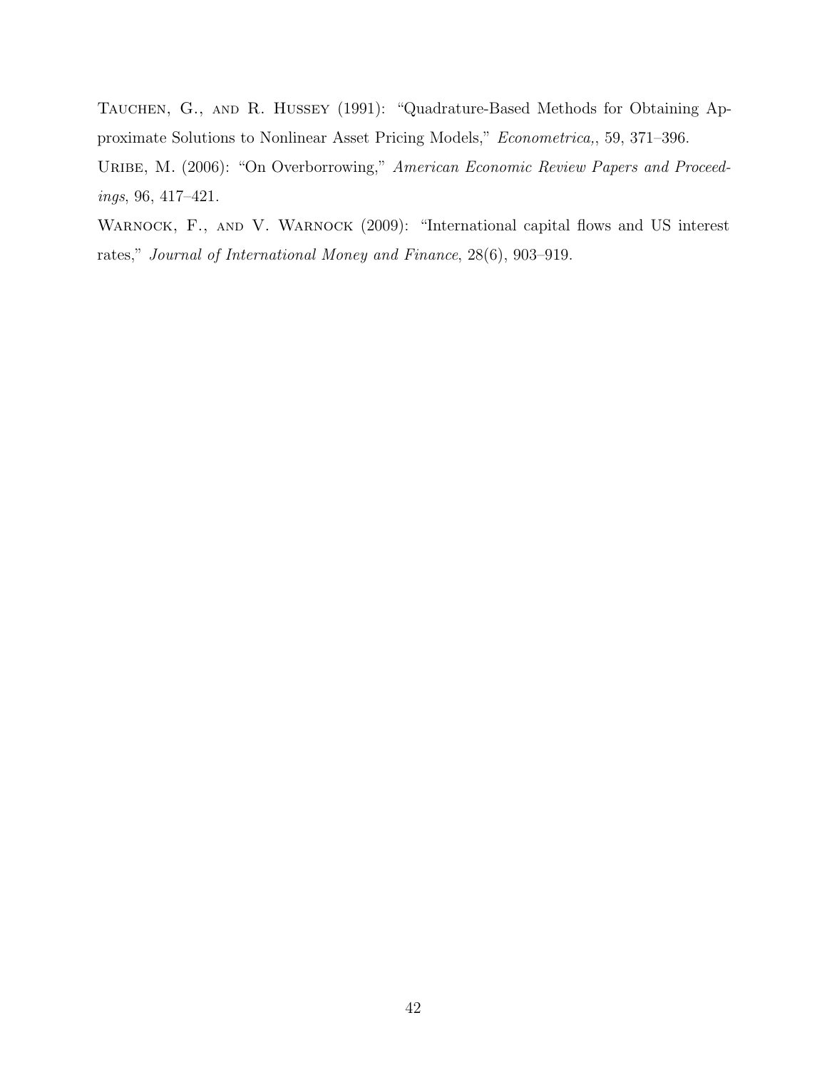Tauchen, G., and R. Hussey (1991): "Quadrature-Based Methods for Obtaining Approximate Solutions to Nonlinear Asset Pricing Models," *Econometrica,*, 59, 371–396.

Uribe, M. (2006): "On Overborrowing," *American Economic Review Papers and Proceedings*, 96, 417–421.

Warnock, F., and V. Warnock (2009): "International capital flows and US interest rates," *Journal of International Money and Finance*, 28(6), 903–919.